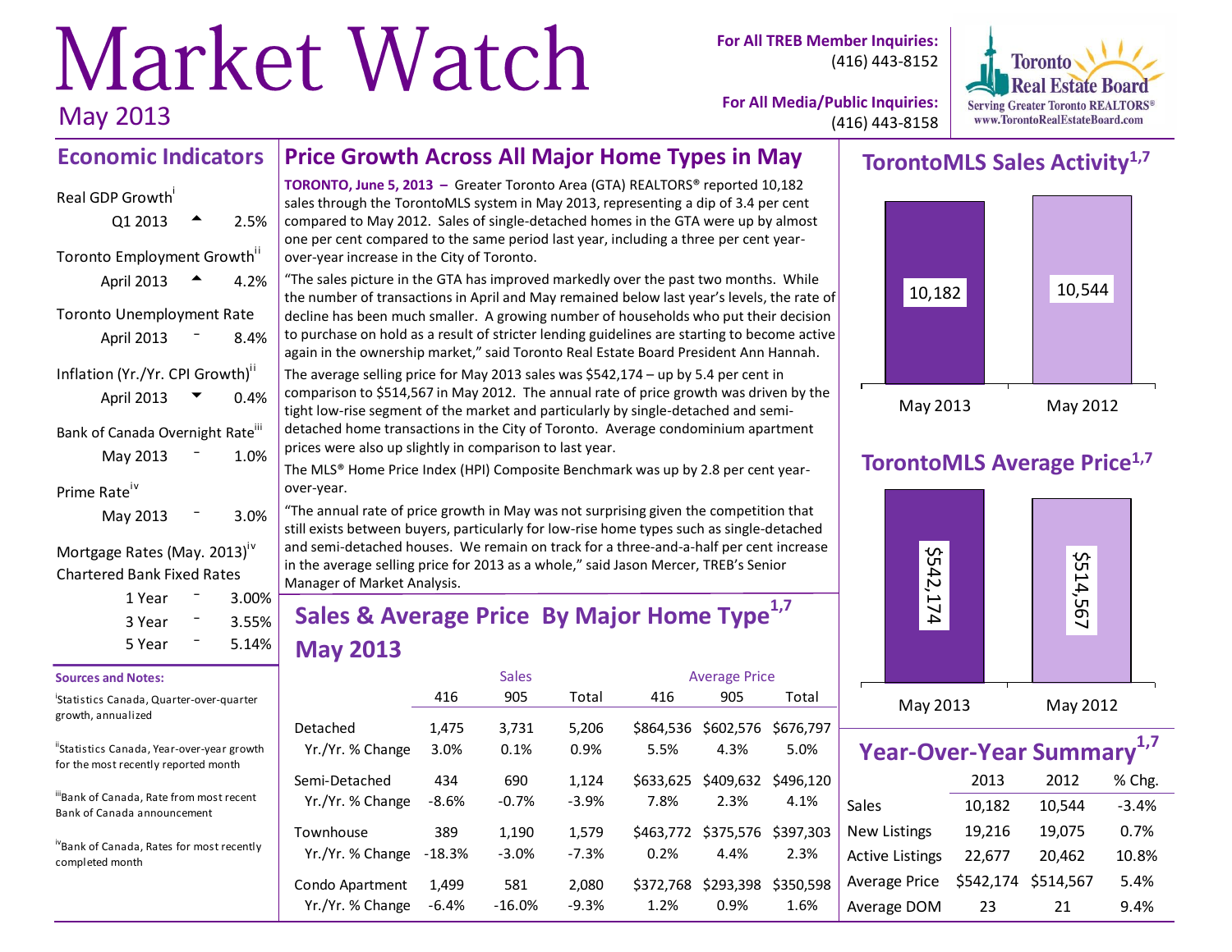# Market Watch

May 2013

**For All TREB Member Inquiries:** (416) 443-8152

**For All Media/Public Inquiries:** (416) 443-8158

Toronto Real Estate Board
Serving Greater Toronto REALTORS®
www.TorontoRealEstateBoard.com

## Economic Indicators

**Real GDP Growth**[i]
Q1 2013 ▲ 2.5%

**Toronto Employment Growth**[ii]
April 2013 ▲ 4.2%

**Toronto Unemployment Rate**
April 2013 – 8.4%

**Inflation (Yr./Yr. CPI Growth)**[ii]
April 2013 ▼ 0.4%

**Bank of Canada Overnight Rate**[iii]
May 2013 – 1.0%

**Prime Rate**[iv]
May 2013 – 3.0%

**Mortgage Rates (May. 2013)**[iv]
**Chartered Bank Fixed Rates**

| Term | | Rate |
|---|---|---|
| 1 Year | – | 3.00% |
| 3 Year | – | 3.55% |
| 5 Year | – | 5.14% |

**Sources and Notes:**

[i] Statistics Canada, Quarter-over-quarter growth, annualized

[ii] Statistics Canada, Year-over-year growth for the most recently reported month

[iii] Bank of Canada, Rate from most recent Bank of Canada announcement

[iv] Bank of Canada, Rates for most recently completed month

## Price Growth Across All Major Home Types in May

**TORONTO, June 5, 2013 –** Greater Toronto Area (GTA) REALTORS® reported 10,182 sales through the TorontoMLS system in May 2013, representing a dip of 3.4 per cent compared to May 2012. Sales of single-detached homes in the GTA were up by almost one per cent compared to the same period last year, including a three per cent year-over-year increase in the City of Toronto.

"The sales picture in the GTA has improved markedly over the past two months. While the number of transactions in April and May remained below last year's levels, the rate of decline has been much smaller. A growing number of households who put their decision to purchase on hold as a result of stricter lending guidelines are starting to become active again in the ownership market," said Toronto Real Estate Board President Ann Hannah.

The average selling price for May 2013 sales was $542,174 – up by 5.4 per cent in comparison to $514,567 in May 2012. The annual rate of price growth was driven by the tight low-rise segment of the market and particularly by single-detached and semi-detached home transactions in the City of Toronto. Average condominium apartment prices were also up slightly in comparison to last year.

The MLS® Home Price Index (HPI) Composite Benchmark was up by 2.8 per cent year-over-year.

"The annual rate of price growth in May was not surprising given the competition that still exists between buyers, particularly for low-rise home types such as single-detached and semi-detached houses. We remain on track for a three-and-a-half per cent increase in the average selling price for 2013 as a whole," said Jason Mercer, TREB's Senior Manager of Market Analysis.

## Sales & Average Price By Major Home Type[1,7] May 2013

| | Sales | | | Average Price | | |
|---|---|---|---|---|---|---|
| | 416 | 905 | Total | 416 | 905 | Total |
| Detached | 1,475 | 3,731 | 5,206 | $864,536 | $602,576 | $676,797 |
| Yr./Yr. % Change | 3.0% | 0.1% | 0.9% | 5.5% | 4.3% | 5.0% |
| Semi-Detached | 434 | 690 | 1,124 | $633,625 | $409,632 | $496,120 |
| Yr./Yr. % Change | -8.6% | -0.7% | -3.9% | 7.8% | 2.3% | 4.1% |
| Townhouse | 389 | 1,190 | 1,579 | $463,772 | $375,576 | $397,303 |
| Yr./Yr. % Change | -18.3% | -3.0% | -7.3% | 0.2% | 4.4% | 2.3% |
| Condo Apartment | 1,499 | 581 | 2,080 | $372,768 | $293,398 | $350,598 |
| Yr./Yr. % Change | -6.4% | -16.0% | -9.3% | 1.2% | 0.9% | 1.6% |

## TorontoMLS Sales Activity[1,7]

| May 2013 | May 2012 |
|---|---|
| 10,182 | 10,544 |

## TorontoMLS Average Price[1,7]

| May 2013 | May 2012 |
|---|---|
| $542,174 | $514,567 |

## Year-Over-Year Summary[1,7]

| | 2013 | 2012 | % Chg. |
|---|---|---|---|
| Sales | 10,182 | 10,544 | -3.4% |
| New Listings | 19,216 | 19,075 | 0.7% |
| Active Listings | 22,677 | 20,462 | 10.8% |
| Average Price | $542,174 | $514,567 | 5.4% |
| Average DOM | 23 | 21 | 9.4% |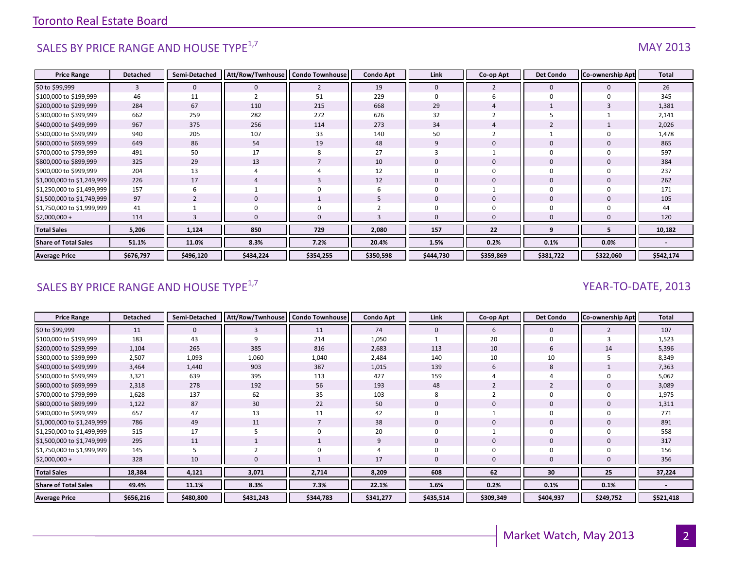## SALES BY PRICE RANGE AND HOUSE TYPE[1,7]

MAY 2013

| Price Range | Detached | Semi-Detached | Att/Row/Twnhouse | Condo Townhouse | Condo Apt | Link | Co-op Apt | Det Condo | Co-ownership Apt | Total |
|---|---|---|---|---|---|---|---|---|---|---|
| $0 to $99,999 | 3 | 0 | 0 | 2 | 19 | 0 | 2 | 0 | 0 | 26 |
| $100,000 to $199,999 | 46 | 11 | 2 | 51 | 229 | 0 | 6 | 0 | 0 | 345 |
| $200,000 to $299,999 | 284 | 67 | 110 | 215 | 668 | 29 | 4 | 1 | 3 | 1,381 |
| $300,000 to $399,999 | 662 | 259 | 282 | 272 | 626 | 32 | 2 | 5 | 1 | 2,141 |
| $400,000 to $499,999 | 967 | 375 | 256 | 114 | 273 | 34 | 4 | 2 | 1 | 2,026 |
| $500,000 to $599,999 | 940 | 205 | 107 | 33 | 140 | 50 | 2 | 1 | 0 | 1,478 |
| $600,000 to $699,999 | 649 | 86 | 54 | 19 | 48 | 9 | 0 | 0 | 0 | 865 |
| $700,000 to $799,999 | 491 | 50 | 17 | 8 | 27 | 3 | 1 | 0 | 0 | 597 |
| $800,000 to $899,999 | 325 | 29 | 13 | 7 | 10 | 0 | 0 | 0 | 0 | 384 |
| $900,000 to $999,999 | 204 | 13 | 4 | 4 | 12 | 0 | 0 | 0 | 0 | 237 |
| $1,000,000 to $1,249,999 | 226 | 17 | 4 | 3 | 12 | 0 | 0 | 0 | 0 | 262 |
| $1,250,000 to $1,499,999 | 157 | 6 | 1 | 0 | 6 | 0 | 1 | 0 | 0 | 171 |
| $1,500,000 to $1,749,999 | 97 | 2 | 0 | 1 | 5 | 0 | 0 | 0 | 0 | 105 |
| $1,750,000 to $1,999,999 | 41 | 1 | 0 | 0 | 2 | 0 | 0 | 0 | 0 | 44 |
| $2,000,000 + | 114 | 3 | 0 | 0 | 3 | 0 | 0 | 0 | 0 | 120 |
| **Total Sales** | **5,206** | **1,124** | **850** | **729** | **2,080** | **157** | **22** | **9** | **5** | **10,182** |
| **Share of Total Sales** | **51.1%** | **11.0%** | **8.3%** | **7.2%** | **20.4%** | **1.5%** | **0.2%** | **0.1%** | **0.0%** | **-** |
| **Average Price** | **$676,797** | **$496,120** | **$434,224** | **$354,255** | **$350,598** | **$444,730** | **$359,869** | **$381,722** | **$322,060** | **$542,174** |

## SALES BY PRICE RANGE AND HOUSE TYPE[1,7]

YEAR-TO-DATE, 2013

| Price Range | Detached | Semi-Detached | Att/Row/Twnhouse | Condo Townhouse | Condo Apt | Link | Co-op Apt | Det Condo | Co-ownership Apt | Total |
|---|---|---|---|---|---|---|---|---|---|---|
| $0 to $99,999 | 11 | 0 | 3 | 11 | 74 | 0 | 6 | 0 | 2 | 107 |
| $100,000 to $199,999 | 183 | 43 | 9 | 214 | 1,050 | 1 | 20 | 0 | 3 | 1,523 |
| $200,000 to $299,999 | 1,104 | 265 | 385 | 816 | 2,683 | 113 | 10 | 6 | 14 | 5,396 |
| $300,000 to $399,999 | 2,507 | 1,093 | 1,060 | 1,040 | 2,484 | 140 | 10 | 10 | 5 | 8,349 |
| $400,000 to $499,999 | 3,464 | 1,440 | 903 | 387 | 1,015 | 139 | 6 | 8 | 1 | 7,363 |
| $500,000 to $599,999 | 3,321 | 639 | 395 | 113 | 427 | 159 | 4 | 4 | 0 | 5,062 |
| $600,000 to $699,999 | 2,318 | 278 | 192 | 56 | 193 | 48 | 2 | 2 | 0 | 3,089 |
| $700,000 to $799,999 | 1,628 | 137 | 62 | 35 | 103 | 8 | 2 | 0 | 0 | 1,975 |
| $800,000 to $899,999 | 1,122 | 87 | 30 | 22 | 50 | 0 | 0 | 0 | 0 | 1,311 |
| $900,000 to $999,999 | 657 | 47 | 13 | 11 | 42 | 0 | 1 | 0 | 0 | 771 |
| $1,000,000 to $1,249,999 | 786 | 49 | 11 | 7 | 38 | 0 | 0 | 0 | 0 | 891 |
| $1,250,000 to $1,499,999 | 515 | 17 | 5 | 0 | 20 | 0 | 1 | 0 | 0 | 558 |
| $1,500,000 to $1,749,999 | 295 | 11 | 1 | 1 | 9 | 0 | 0 | 0 | 0 | 317 |
| $1,750,000 to $1,999,999 | 145 | 5 | 2 | 0 | 4 | 0 | 0 | 0 | 0 | 156 |
| $2,000,000 + | 328 | 10 | 0 | 1 | 17 | 0 | 0 | 0 | 0 | 356 |
| **Total Sales** | **18,384** | **4,121** | **3,071** | **2,714** | **8,209** | **608** | **62** | **30** | **25** | **37,224** |
| **Share of Total Sales** | **49.4%** | **11.1%** | **8.3%** | **7.3%** | **22.1%** | **1.6%** | **0.2%** | **0.1%** | **0.1%** | **-** |
| **Average Price** | **$656,216** | **$480,800** | **$431,243** | **$344,783** | **$341,277** | **$435,514** | **$309,349** | **$404,937** | **$249,752** | **$521,418** |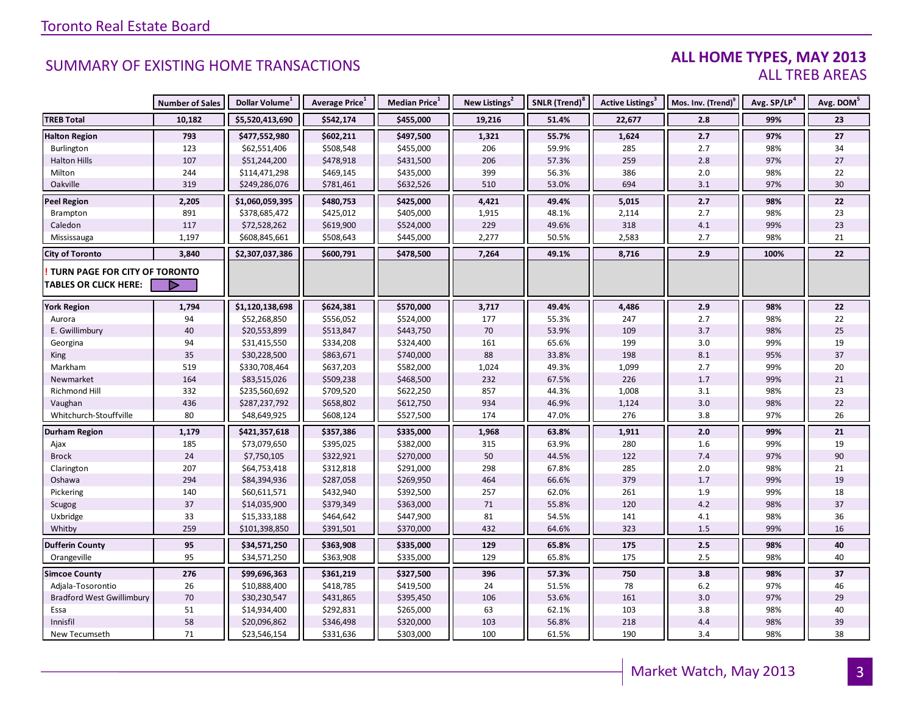## SUMMARY OF EXISTING HOME TRANSACTIONS

**ALL HOME TYPES, MAY 2013**
ALL TREB AREAS

| | Number of Sales | Dollar Volume[1] | Average Price[1] | Median Price[1] | New Listings[2] | SNLR (Trend)[8] | Active Listings[3] | Mos. Inv. (Trend)[9] | Avg. SP/LP[4] | Avg. DOM[5] |
|---|---|---|---|---|---|---|---|---|---|---|
| **TREB Total** | **10,182** | **$5,520,413,690** | **$542,174** | **$455,000** | **19,216** | **51.4%** | **22,677** | **2.8** | **99%** | **23** |
| **Halton Region** | **793** | **$477,552,980** | **$602,211** | **$497,500** | **1,321** | **55.7%** | **1,624** | **2.7** | **97%** | **27** |
| Burlington | 123 | $62,551,406 | $508,548 | $455,000 | 206 | 59.9% | 285 | 2.7 | 98% | 34 |
| Halton Hills | 107 | $51,244,200 | $478,918 | $431,500 | 206 | 57.3% | 259 | 2.8 | 97% | 27 |
| Milton | 244 | $114,471,298 | $469,145 | $435,000 | 399 | 56.3% | 386 | 2.0 | 98% | 22 |
| Oakville | 319 | $249,286,076 | $781,461 | $632,526 | 510 | 53.0% | 694 | 3.1 | 97% | 30 |
| **Peel Region** | **2,205** | **$1,060,059,395** | **$480,753** | **$425,000** | **4,421** | **49.4%** | **5,015** | **2.7** | **98%** | **22** |
| Brampton | 891 | $378,685,472 | $425,012 | $405,000 | 1,915 | 48.1% | 2,114 | 2.7 | 98% | 23 |
| Caledon | 117 | $72,528,262 | $619,900 | $524,000 | 229 | 49.6% | 318 | 4.1 | 99% | 23 |
| Mississauga | 1,197 | $608,845,661 | $508,643 | $445,000 | 2,277 | 50.5% | 2,583 | 2.7 | 98% | 21 |
| **City of Toronto** | **3,840** | **$2,307,037,386** | **$600,791** | **$478,500** | **7,264** | **49.1%** | **8,716** | **2.9** | **100%** | **22** |
| **! TURN PAGE FOR CITY OF TORONTO TABLES OR CLICK HERE:** | | | | | | | | | | |
| **York Region** | **1,794** | **$1,120,138,698** | **$624,381** | **$570,000** | **3,717** | **49.4%** | **4,486** | **2.9** | **98%** | **22** |
| Aurora | 94 | $52,268,850 | $556,052 | $524,000 | 177 | 55.3% | 247 | 2.7 | 98% | 22 |
| E. Gwillimbury | 40 | $20,553,899 | $513,847 | $443,750 | 70 | 53.9% | 109 | 3.7 | 98% | 25 |
| Georgina | 94 | $31,415,550 | $334,208 | $324,400 | 161 | 65.6% | 199 | 3.0 | 99% | 19 |
| King | 35 | $30,228,500 | $863,671 | $740,000 | 88 | 33.8% | 198 | 8.1 | 95% | 37 |
| Markham | 519 | $330,708,464 | $637,203 | $582,000 | 1,024 | 49.3% | 1,099 | 2.7 | 99% | 20 |
| Newmarket | 164 | $83,515,026 | $509,238 | $468,500 | 232 | 67.5% | 226 | 1.7 | 99% | 21 |
| Richmond Hill | 332 | $235,560,692 | $709,520 | $622,250 | 857 | 44.3% | 1,008 | 3.1 | 98% | 23 |
| Vaughan | 436 | $287,237,792 | $658,802 | $612,750 | 934 | 46.9% | 1,124 | 3.0 | 98% | 22 |
| Whitchurch-Stouffville | 80 | $48,649,925 | $608,124 | $527,500 | 174 | 47.0% | 276 | 3.8 | 97% | 26 |
| **Durham Region** | **1,179** | **$421,357,618** | **$357,386** | **$335,000** | **1,968** | **63.8%** | **1,911** | **2.0** | **99%** | **21** |
| Ajax | 185 | $73,079,650 | $395,025 | $382,000 | 315 | 63.9% | 280 | 1.6 | 99% | 19 |
| Brock | 24 | $7,750,105 | $322,921 | $270,000 | 50 | 44.5% | 122 | 7.4 | 97% | 90 |
| Clarington | 207 | $64,753,418 | $312,818 | $291,000 | 298 | 67.8% | 285 | 2.0 | 98% | 21 |
| Oshawa | 294 | $84,394,936 | $287,058 | $269,950 | 464 | 66.6% | 379 | 1.7 | 99% | 19 |
| Pickering | 140 | $60,611,571 | $432,940 | $392,500 | 257 | 62.0% | 261 | 1.9 | 99% | 18 |
| Scugog | 37 | $14,035,900 | $379,349 | $363,000 | 71 | 55.8% | 120 | 4.2 | 98% | 37 |
| Uxbridge | 33 | $15,333,188 | $464,642 | $447,900 | 81 | 54.5% | 141 | 4.1 | 98% | 36 |
| Whitby | 259 | $101,398,850 | $391,501 | $370,000 | 432 | 64.6% | 323 | 1.5 | 99% | 16 |
| **Dufferin County** | **95** | **$34,571,250** | **$363,908** | **$335,000** | **129** | **65.8%** | **175** | **2.5** | **98%** | **40** |
| Orangeville | 95 | $34,571,250 | $363,908 | $335,000 | 129 | 65.8% | 175 | 2.5 | 98% | 40 |
| **Simcoe County** | **276** | **$99,696,363** | **$361,219** | **$327,500** | **396** | **57.3%** | **750** | **3.8** | **98%** | **37** |
| Adjala-Tosorontio | 26 | $10,888,400 | $418,785 | $419,500 | 24 | 51.5% | 78 | 6.2 | 97% | 46 |
| Bradford West Gwillimbury | 70 | $30,230,547 | $431,865 | $395,450 | 106 | 53.6% | 161 | 3.0 | 97% | 29 |
| Essa | 51 | $14,934,400 | $292,831 | $265,000 | 63 | 62.1% | 103 | 3.8 | 98% | 40 |
| Innisfil | 58 | $20,096,862 | $346,498 | $320,000 | 103 | 56.8% | 218 | 4.4 | 98% | 39 |
| New Tecumseth | 71 | $23,546,154 | $331,636 | $303,000 | 100 | 61.5% | 190 | 3.4 | 98% | 38 |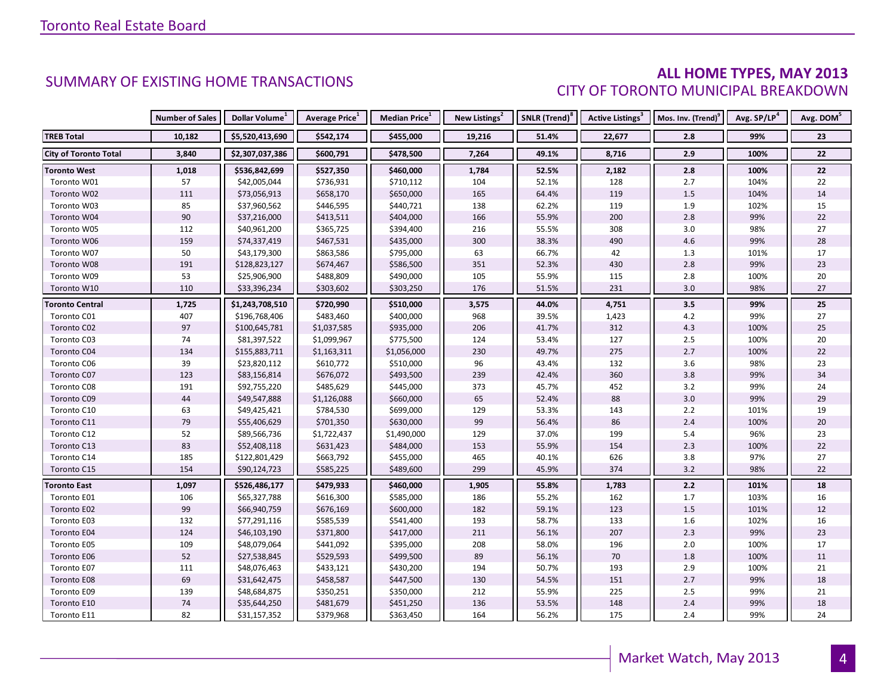## SUMMARY OF EXISTING HOME TRANSACTIONS

## ALL HOME TYPES, MAY 2013
### CITY OF TORONTO MUNICIPAL BREAKDOWN

| | Number of Sales | Dollar Volume[1] | Average Price[1] | Median Price[1] | New Listings[2] | SNLR (Trend)[8] | Active Listings[3] | Mos. Inv. (Trend)[9] | Avg. SP/LP[4] | Avg. DOM[5] |
|---|---|---|---|---|---|---|---|---|---|---|
| **TREB Total** | **10,182** | **$5,520,413,690** | **$542,174** | **$455,000** | **19,216** | **51.4%** | **22,677** | **2.8** | **99%** | **23** |
| **City of Toronto Total** | **3,840** | **$2,307,037,386** | **$600,791** | **$478,500** | **7,264** | **49.1%** | **8,716** | **2.9** | **100%** | **22** |
| **Toronto West** | **1,018** | **$536,842,699** | **$527,350** | **$460,000** | **1,784** | **52.5%** | **2,182** | **2.8** | **100%** | **22** |
| Toronto W01 | 57 | $42,005,044 | $736,931 | $710,112 | 104 | 52.1% | 128 | 2.7 | 104% | 22 |
| Toronto W02 | 111 | $73,056,913 | $658,170 | $650,000 | 165 | 64.4% | 119 | 1.5 | 104% | 14 |
| Toronto W03 | 85 | $37,960,562 | $446,595 | $440,721 | 138 | 62.2% | 119 | 1.9 | 102% | 15 |
| Toronto W04 | 90 | $37,216,000 | $413,511 | $404,000 | 166 | 55.9% | 200 | 2.8 | 99% | 22 |
| Toronto W05 | 112 | $40,961,200 | $365,725 | $394,400 | 216 | 55.5% | 308 | 3.0 | 98% | 27 |
| Toronto W06 | 159 | $74,337,419 | $467,531 | $435,000 | 300 | 38.3% | 490 | 4.6 | 99% | 28 |
| Toronto W07 | 50 | $43,179,300 | $863,586 | $795,000 | 63 | 66.7% | 42 | 1.3 | 101% | 17 |
| Toronto W08 | 191 | $128,823,127 | $674,467 | $586,500 | 351 | 52.3% | 430 | 2.8 | 99% | 23 |
| Toronto W09 | 53 | $25,906,900 | $488,809 | $490,000 | 105 | 55.9% | 115 | 2.8 | 100% | 20 |
| Toronto W10 | 110 | $33,396,234 | $303,602 | $303,250 | 176 | 51.5% | 231 | 3.0 | 98% | 27 |
| **Toronto Central** | **1,725** | **$1,243,708,510** | **$720,990** | **$510,000** | **3,575** | **44.0%** | **4,751** | **3.5** | **99%** | **25** |
| Toronto C01 | 407 | $196,768,406 | $483,460 | $400,000 | 968 | 39.5% | 1,423 | 4.2 | 99% | 27 |
| Toronto C02 | 97 | $100,645,781 | $1,037,585 | $935,000 | 206 | 41.7% | 312 | 4.3 | 100% | 25 |
| Toronto C03 | 74 | $81,397,522 | $1,099,967 | $775,500 | 124 | 53.4% | 127 | 2.5 | 100% | 20 |
| Toronto C04 | 134 | $155,883,711 | $1,163,311 | $1,056,000 | 230 | 49.7% | 275 | 2.7 | 100% | 22 |
| Toronto C06 | 39 | $23,820,112 | $610,772 | $510,000 | 96 | 43.4% | 132 | 3.6 | 98% | 23 |
| Toronto C07 | 123 | $83,156,814 | $676,072 | $493,500 | 239 | 42.4% | 360 | 3.8 | 99% | 34 |
| Toronto C08 | 191 | $92,755,220 | $485,629 | $445,000 | 373 | 45.7% | 452 | 3.2 | 99% | 24 |
| Toronto C09 | 44 | $49,547,888 | $1,126,088 | $660,000 | 65 | 52.4% | 88 | 3.0 | 99% | 29 |
| Toronto C10 | 63 | $49,425,421 | $784,530 | $699,000 | 129 | 53.3% | 143 | 2.2 | 101% | 19 |
| Toronto C11 | 79 | $55,406,629 | $701,350 | $630,000 | 99 | 56.4% | 86 | 2.4 | 100% | 20 |
| Toronto C12 | 52 | $89,566,736 | $1,722,437 | $1,490,000 | 129 | 37.0% | 199 | 5.4 | 96% | 23 |
| Toronto C13 | 83 | $52,408,118 | $631,423 | $484,000 | 153 | 55.9% | 154 | 2.3 | 100% | 22 |
| Toronto C14 | 185 | $122,801,429 | $663,792 | $455,000 | 465 | 40.1% | 626 | 3.8 | 97% | 27 |
| Toronto C15 | 154 | $90,124,723 | $585,225 | $489,600 | 299 | 45.9% | 374 | 3.2 | 98% | 22 |
| **Toronto East** | **1,097** | **$526,486,177** | **$479,933** | **$460,000** | **1,905** | **55.8%** | **1,783** | **2.2** | **101%** | **18** |
| Toronto E01 | 106 | $65,327,788 | $616,300 | $585,000 | 186 | 55.2% | 162 | 1.7 | 103% | 16 |
| Toronto E02 | 99 | $66,940,759 | $676,169 | $600,000 | 182 | 59.1% | 123 | 1.5 | 101% | 12 |
| Toronto E03 | 132 | $77,291,116 | $585,539 | $541,400 | 193 | 58.7% | 133 | 1.6 | 102% | 16 |
| Toronto E04 | 124 | $46,103,190 | $371,800 | $417,000 | 211 | 56.1% | 207 | 2.3 | 99% | 23 |
| Toronto E05 | 109 | $48,079,064 | $441,092 | $395,000 | 208 | 58.0% | 196 | 2.0 | 100% | 17 |
| Toronto E06 | 52 | $27,538,845 | $529,593 | $499,500 | 89 | 56.1% | 70 | 1.8 | 100% | 11 |
| Toronto E07 | 111 | $48,076,463 | $433,121 | $430,200 | 194 | 50.7% | 193 | 2.9 | 100% | 21 |
| Toronto E08 | 69 | $31,642,475 | $458,587 | $447,500 | 130 | 54.5% | 151 | 2.7 | 99% | 18 |
| Toronto E09 | 139 | $48,684,875 | $350,251 | $350,000 | 212 | 55.9% | 225 | 2.5 | 99% | 21 |
| Toronto E10 | 74 | $35,644,250 | $481,679 | $451,250 | 136 | 53.5% | 148 | 2.4 | 99% | 18 |
| Toronto E11 | 82 | $31,157,352 | $379,968 | $363,450 | 164 | 56.2% | 175 | 2.4 | 99% | 24 |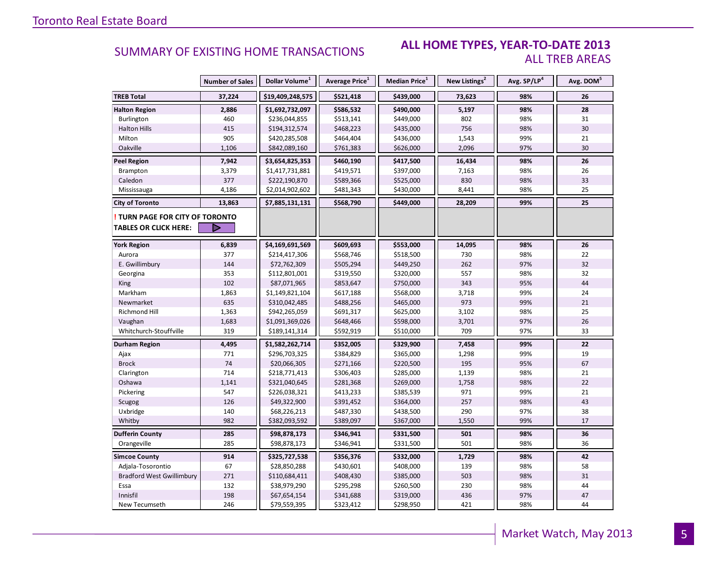## SUMMARY OF EXISTING HOME TRANSACTIONS

### ALL HOME TYPES, YEAR-TO-DATE 2013
### ALL TREB AREAS

| | Number of Sales | Dollar Volume[1] | Average Price[1] | Median Price[1] | New Listings[2] | Avg. SP/LP[4] | Avg. DOM[5] |
|---|---|---|---|---|---|---|---|
| **TREB Total** | **37,224** | **$19,409,248,575** | **$521,418** | **$439,000** | **73,623** | **98%** | **26** |
| **Halton Region** | **2,886** | **$1,692,732,097** | **$586,532** | **$490,000** | **5,197** | **98%** | **28** |
| Burlington | 460 | $236,044,855 | $513,141 | $449,000 | 802 | 98% | 31 |
| Halton Hills | 415 | $194,312,574 | $468,223 | $435,000 | 756 | 98% | 30 |
| Milton | 905 | $420,285,508 | $464,404 | $436,000 | 1,543 | 99% | 21 |
| Oakville | 1,106 | $842,089,160 | $761,383 | $626,000 | 2,096 | 97% | 30 |
| **Peel Region** | **7,942** | **$3,654,825,353** | **$460,190** | **$417,500** | **16,434** | **98%** | **26** |
| Brampton | 3,379 | $1,417,731,881 | $419,571 | $397,000 | 7,163 | 98% | 26 |
| Caledon | 377 | $222,190,870 | $589,366 | $525,000 | 830 | 98% | 33 |
| Mississauga | 4,186 | $2,014,902,602 | $481,343 | $430,000 | 8,441 | 98% | 25 |
| **City of Toronto** | **13,863** | **$7,885,131,131** | **$568,790** | **$449,000** | **28,209** | **99%** | **25** |
| **! TURN PAGE FOR CITY OF TORONTO TABLES OR CLICK HERE:** | | | | | | | |
| **York Region** | **6,839** | **$4,169,691,569** | **$609,693** | **$553,000** | **14,095** | **98%** | **26** |
| Aurora | 377 | $214,417,306 | $568,746 | $518,500 | 730 | 98% | 22 |
| E. Gwillimbury | 144 | $72,762,309 | $505,294 | $449,250 | 262 | 97% | 32 |
| Georgina | 353 | $112,801,001 | $319,550 | $320,000 | 557 | 98% | 32 |
| King | 102 | $87,071,965 | $853,647 | $750,000 | 343 | 95% | 44 |
| Markham | 1,863 | $1,149,821,104 | $617,188 | $568,000 | 3,718 | 99% | 24 |
| Newmarket | 635 | $310,042,485 | $488,256 | $465,000 | 973 | 99% | 21 |
| Richmond Hill | 1,363 | $942,265,059 | $691,317 | $625,000 | 3,102 | 98% | 25 |
| Vaughan | 1,683 | $1,091,369,026 | $648,466 | $598,000 | 3,701 | 97% | 26 |
| Whitchurch-Stouffville | 319 | $189,141,314 | $592,919 | $510,000 | 709 | 97% | 33 |
| **Durham Region** | **4,495** | **$1,582,262,714** | **$352,005** | **$329,900** | **7,458** | **99%** | **22** |
| Ajax | 771 | $296,703,325 | $384,829 | $365,000 | 1,298 | 99% | 19 |
| Brock | 74 | $20,066,305 | $271,166 | $220,500 | 195 | 95% | 67 |
| Clarington | 714 | $218,771,413 | $306,403 | $285,000 | 1,139 | 98% | 21 |
| Oshawa | 1,141 | $321,040,645 | $281,368 | $269,000 | 1,758 | 98% | 22 |
| Pickering | 547 | $226,038,321 | $413,233 | $385,539 | 971 | 99% | 21 |
| Scugog | 126 | $49,322,900 | $391,452 | $364,000 | 257 | 98% | 43 |
| Uxbridge | 140 | $68,226,213 | $487,330 | $438,500 | 290 | 97% | 38 |
| Whitby | 982 | $382,093,592 | $389,097 | $367,000 | 1,550 | 99% | 17 |
| **Dufferin County** | **285** | **$98,878,173** | **$346,941** | **$331,500** | **501** | **98%** | **36** |
| Orangeville | 285 | $98,878,173 | $346,941 | $331,500 | 501 | 98% | 36 |
| **Simcoe County** | **914** | **$325,727,538** | **$356,376** | **$332,000** | **1,729** | **98%** | **42** |
| Adjala-Tosorontio | 67 | $28,850,288 | $430,601 | $408,000 | 139 | 98% | 58 |
| Bradford West Gwillimbury | 271 | $110,684,411 | $408,430 | $385,000 | 503 | 98% | 31 |
| Essa | 132 | $38,979,290 | $295,298 | $260,500 | 230 | 98% | 44 |
| Innisfil | 198 | $67,654,154 | $341,688 | $319,000 | 436 | 97% | 47 |
| New Tecumseth | 246 | $79,559,395 | $323,412 | $298,950 | 421 | 98% | 44 |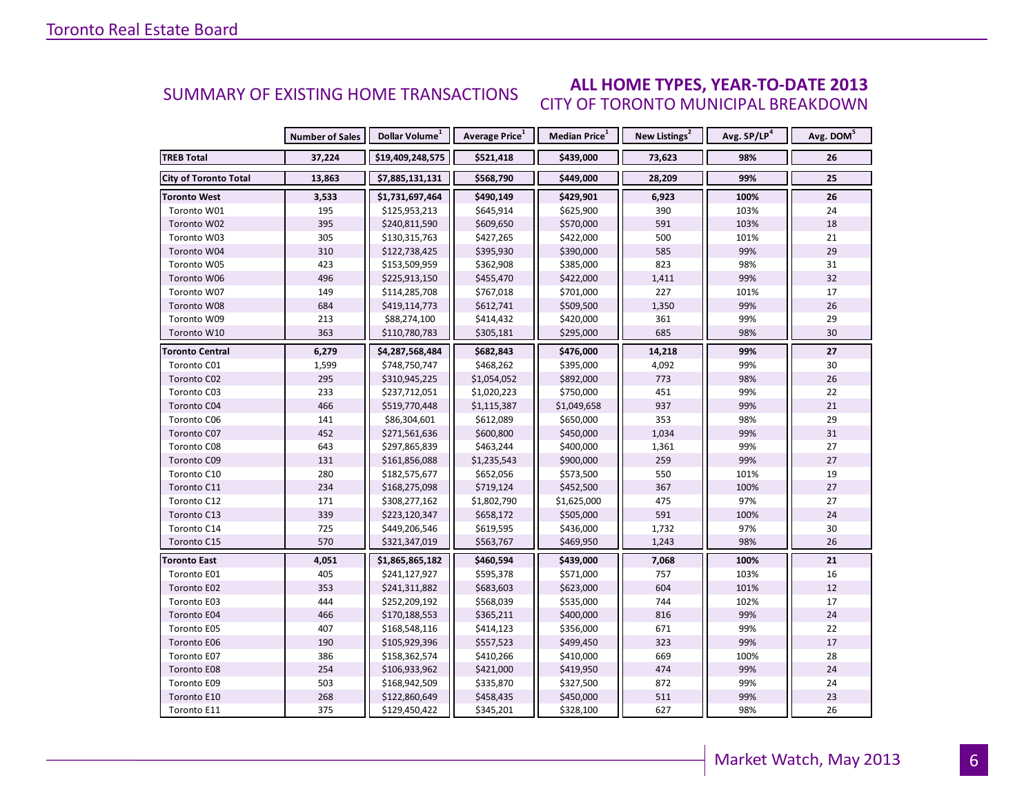## SUMMARY OF EXISTING HOME TRANSACTIONS

### ALL HOME TYPES, YEAR-TO-DATE 2013

CITY OF TORONTO MUNICIPAL BREAKDOWN

| | Number of Sales | Dollar Volume[1] | Average Price[1] | Median Price[1] | New Listings[2] | Avg. SP/LP[4] | Avg. DOM[5] |
|---|---|---|---|---|---|---|---|
| **TREB Total** | **37,224** | **$19,409,248,575** | **$521,418** | **$439,000** | **73,623** | **98%** | **26** |
| **City of Toronto Total** | **13,863** | **$7,885,131,131** | **$568,790** | **$449,000** | **28,209** | **99%** | **25** |
| **Toronto West** | **3,533** | **$1,731,697,464** | **$490,149** | **$429,901** | **6,923** | **100%** | **26** |
| Toronto W01 | 195 | $125,953,213 | $645,914 | $625,900 | 390 | 103% | 24 |
| Toronto W02 | 395 | $240,811,590 | $609,650 | $570,000 | 591 | 103% | 18 |
| Toronto W03 | 305 | $130,315,763 | $427,265 | $422,000 | 500 | 101% | 21 |
| Toronto W04 | 310 | $122,738,425 | $395,930 | $390,000 | 585 | 99% | 29 |
| Toronto W05 | 423 | $153,509,959 | $362,908 | $385,000 | 823 | 98% | 31 |
| Toronto W06 | 496 | $225,913,150 | $455,470 | $422,000 | 1,411 | 99% | 32 |
| Toronto W07 | 149 | $114,285,708 | $767,018 | $701,000 | 227 | 101% | 17 |
| Toronto W08 | 684 | $419,114,773 | $612,741 | $509,500 | 1,350 | 99% | 26 |
| Toronto W09 | 213 | $88,274,100 | $414,432 | $420,000 | 361 | 99% | 29 |
| Toronto W10 | 363 | $110,780,783 | $305,181 | $295,000 | 685 | 98% | 30 |
| **Toronto Central** | **6,279** | **$4,287,568,484** | **$682,843** | **$476,000** | **14,218** | **99%** | **27** |
| Toronto C01 | 1,599 | $748,750,747 | $468,262 | $395,000 | 4,092 | 99% | 30 |
| Toronto C02 | 295 | $310,945,225 | $1,054,052 | $892,000 | 773 | 98% | 26 |
| Toronto C03 | 233 | $237,712,051 | $1,020,223 | $750,000 | 451 | 99% | 22 |
| Toronto C04 | 466 | $519,770,448 | $1,115,387 | $1,049,658 | 937 | 99% | 21 |
| Toronto C06 | 141 | $86,304,601 | $612,089 | $650,000 | 353 | 98% | 29 |
| Toronto C07 | 452 | $271,561,636 | $600,800 | $450,000 | 1,034 | 99% | 31 |
| Toronto C08 | 643 | $297,865,839 | $463,244 | $400,000 | 1,361 | 99% | 27 |
| Toronto C09 | 131 | $161,856,088 | $1,235,543 | $900,000 | 259 | 99% | 27 |
| Toronto C10 | 280 | $182,575,677 | $652,056 | $573,500 | 550 | 101% | 19 |
| Toronto C11 | 234 | $168,275,098 | $719,124 | $452,500 | 367 | 100% | 27 |
| Toronto C12 | 171 | $308,277,162 | $1,802,790 | $1,625,000 | 475 | 97% | 27 |
| Toronto C13 | 339 | $223,120,347 | $658,172 | $505,000 | 591 | 100% | 24 |
| Toronto C14 | 725 | $449,206,546 | $619,595 | $436,000 | 1,732 | 97% | 30 |
| Toronto C15 | 570 | $321,347,019 | $563,767 | $469,950 | 1,243 | 98% | 26 |
| **Toronto East** | **4,051** | **$1,865,865,182** | **$460,594** | **$439,000** | **7,068** | **100%** | **21** |
| Toronto E01 | 405 | $241,127,927 | $595,378 | $571,000 | 757 | 103% | 16 |
| Toronto E02 | 353 | $241,311,882 | $683,603 | $623,000 | 604 | 101% | 12 |
| Toronto E03 | 444 | $252,209,192 | $568,039 | $535,000 | 744 | 102% | 17 |
| Toronto E04 | 466 | $170,188,553 | $365,211 | $400,000 | 816 | 99% | 24 |
| Toronto E05 | 407 | $168,548,116 | $414,123 | $356,000 | 671 | 99% | 22 |
| Toronto E06 | 190 | $105,929,396 | $557,523 | $499,450 | 323 | 99% | 17 |
| Toronto E07 | 386 | $158,362,574 | $410,266 | $410,000 | 669 | 100% | 28 |
| Toronto E08 | 254 | $106,933,962 | $421,000 | $419,950 | 474 | 99% | 24 |
| Toronto E09 | 503 | $168,942,509 | $335,870 | $327,500 | 872 | 99% | 24 |
| Toronto E10 | 268 | $122,860,649 | $458,435 | $450,000 | 511 | 99% | 23 |
| Toronto E11 | 375 | $129,450,422 | $345,201 | $328,100 | 627 | 98% | 26 |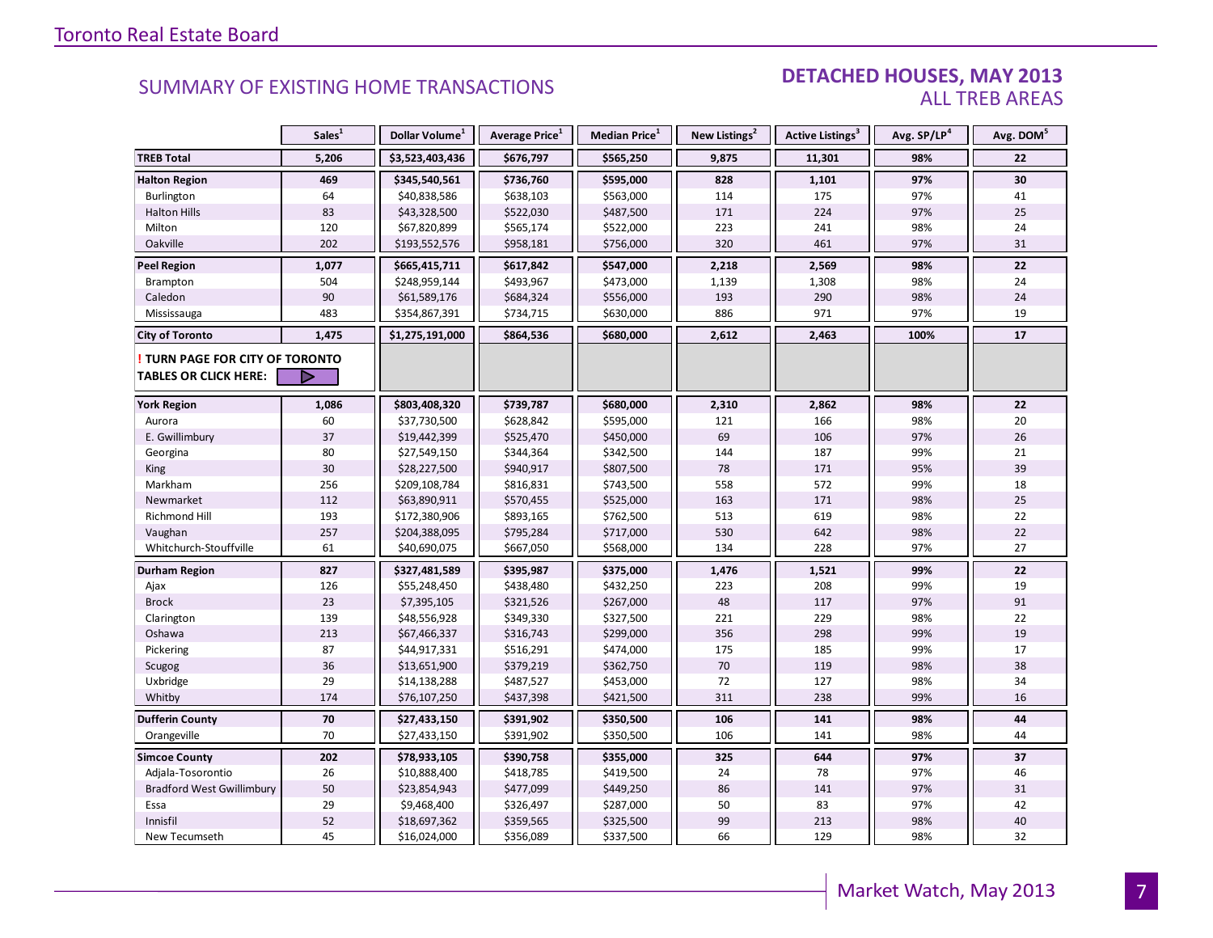## SUMMARY OF EXISTING HOME TRANSACTIONS

### DETACHED HOUSES, MAY 2013
### ALL TREB AREAS

| | Sales[1] | Dollar Volume[1] | Average Price[1] | Median Price[1] | New Listings[2] | Active Listings[3] | Avg. SP/LP[4] | Avg. DOM[5] |
|---|---|---|---|---|---|---|---|---|
| **TREB Total** | **5,206** | **$3,523,403,436** | **$676,797** | **$565,250** | **9,875** | **11,301** | **98%** | **22** |
| **Halton Region** | **469** | **$345,540,561** | **$736,760** | **$595,000** | **828** | **1,101** | **97%** | **30** |
| Burlington | 64 | $40,838,586 | $638,103 | $563,000 | 114 | 175 | 97% | 41 |
| Halton Hills | 83 | $43,328,500 | $522,030 | $487,500 | 171 | 224 | 97% | 25 |
| Milton | 120 | $67,820,899 | $565,174 | $522,000 | 223 | 241 | 98% | 24 |
| Oakville | 202 | $193,552,576 | $958,181 | $756,000 | 320 | 461 | 97% | 31 |
| **Peel Region** | **1,077** | **$665,415,711** | **$617,842** | **$547,000** | **2,218** | **2,569** | **98%** | **22** |
| Brampton | 504 | $248,959,144 | $493,967 | $473,000 | 1,139 | 1,308 | 98% | 24 |
| Caledon | 90 | $61,589,176 | $684,324 | $556,000 | 193 | 290 | 98% | 24 |
| Mississauga | 483 | $354,867,391 | $734,715 | $630,000 | 886 | 971 | 97% | 19 |
| **City of Toronto** | **1,475** | **$1,275,191,000** | **$864,536** | **$680,000** | **2,612** | **2,463** | **100%** | **17** |
| **! TURN PAGE FOR CITY OF TORONTO TABLES OR CLICK HERE:** | | | | | | | | |
| **York Region** | **1,086** | **$803,408,320** | **$739,787** | **$680,000** | **2,310** | **2,862** | **98%** | **22** |
| Aurora | 60 | $37,730,500 | $628,842 | $595,000 | 121 | 166 | 98% | 20 |
| E. Gwillimbury | 37 | $19,442,399 | $525,470 | $450,000 | 69 | 106 | 97% | 26 |
| Georgina | 80 | $27,549,150 | $344,364 | $342,500 | 144 | 187 | 99% | 21 |
| King | 30 | $28,227,500 | $940,917 | $807,500 | 78 | 171 | 95% | 39 |
| Markham | 256 | $209,108,784 | $816,831 | $743,500 | 558 | 572 | 99% | 18 |
| Newmarket | 112 | $63,890,911 | $570,455 | $525,000 | 163 | 171 | 98% | 25 |
| Richmond Hill | 193 | $172,380,906 | $893,165 | $762,500 | 513 | 619 | 98% | 22 |
| Vaughan | 257 | $204,388,095 | $795,284 | $717,000 | 530 | 642 | 98% | 22 |
| Whitchurch-Stouffville | 61 | $40,690,075 | $667,050 | $568,000 | 134 | 228 | 97% | 27 |
| **Durham Region** | **827** | **$327,481,589** | **$395,987** | **$375,000** | **1,476** | **1,521** | **99%** | **22** |
| Ajax | 126 | $55,248,450 | $438,480 | $432,250 | 223 | 208 | 99% | 19 |
| Brock | 23 | $7,395,105 | $321,526 | $267,000 | 48 | 117 | 97% | 91 |
| Clarington | 139 | $48,556,928 | $349,330 | $327,500 | 221 | 229 | 98% | 22 |
| Oshawa | 213 | $67,466,337 | $316,743 | $299,000 | 356 | 298 | 99% | 19 |
| Pickering | 87 | $44,917,331 | $516,291 | $474,000 | 175 | 185 | 99% | 17 |
| Scugog | 36 | $13,651,900 | $379,219 | $362,750 | 70 | 119 | 98% | 38 |
| Uxbridge | 29 | $14,138,288 | $487,527 | $453,000 | 72 | 127 | 98% | 34 |
| Whitby | 174 | $76,107,250 | $437,398 | $421,500 | 311 | 238 | 99% | 16 |
| **Dufferin County** | **70** | **$27,433,150** | **$391,902** | **$350,500** | **106** | **141** | **98%** | **44** |
| Orangeville | 70 | $27,433,150 | $391,902 | $350,500 | 106 | 141 | 98% | 44 |
| **Simcoe County** | **202** | **$78,933,105** | **$390,758** | **$355,000** | **325** | **644** | **97%** | **37** |
| Adjala-Tosorontio | 26 | $10,888,400 | $418,785 | $419,500 | 24 | 78 | 97% | 46 |
| Bradford West Gwillimbury | 50 | $23,854,943 | $477,099 | $449,250 | 86 | 141 | 97% | 31 |
| Essa | 29 | $9,468,400 | $326,497 | $287,000 | 50 | 83 | 97% | 42 |
| Innisfil | 52 | $18,697,362 | $359,565 | $325,500 | 99 | 213 | 98% | 40 |
| New Tecumseth | 45 | $16,024,000 | $356,089 | $337,500 | 66 | 129 | 98% | 32 |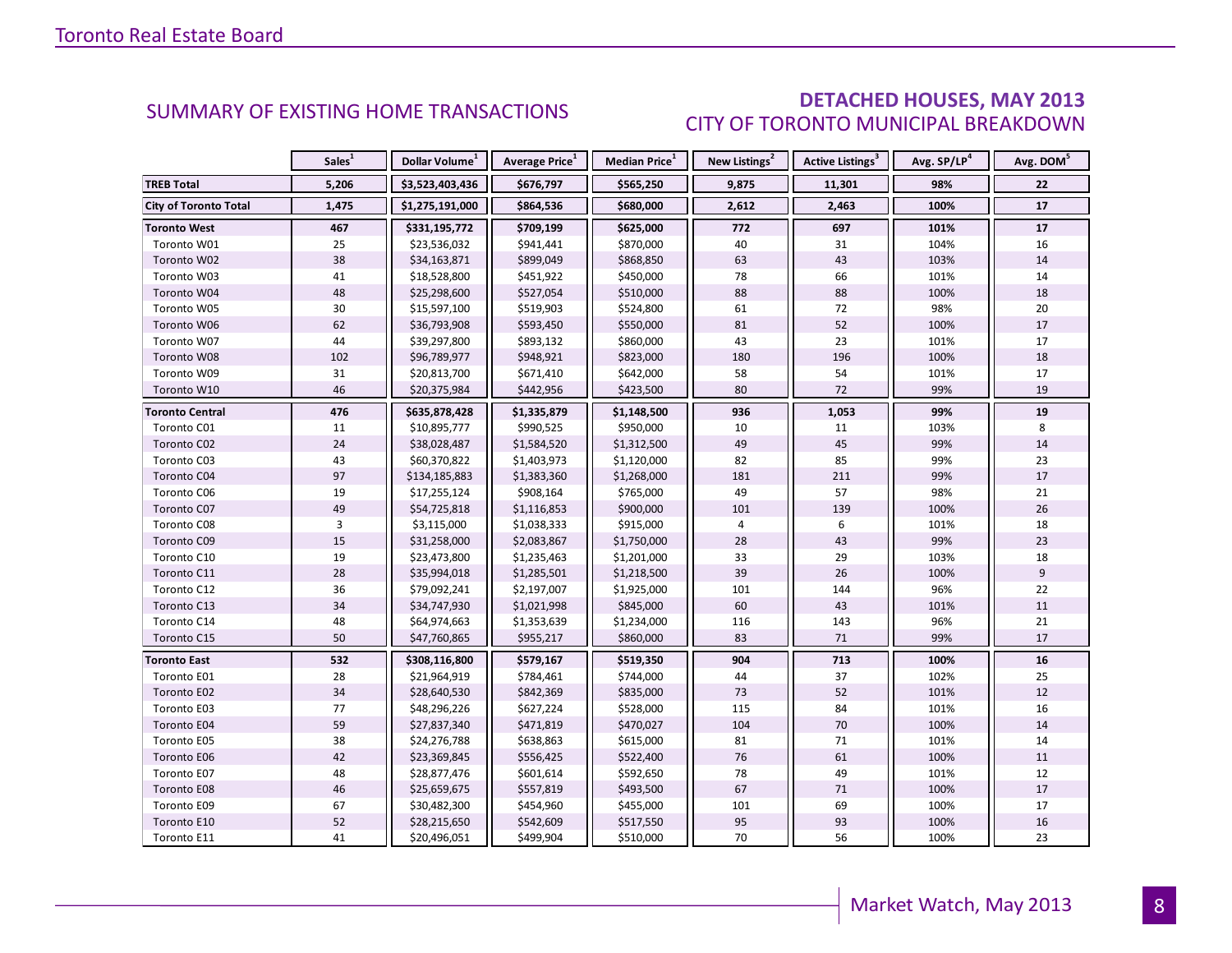## SUMMARY OF EXISTING HOME TRANSACTIONS

## DETACHED HOUSES, MAY 2013

### CITY OF TORONTO MUNICIPAL BREAKDOWN

| | Sales[1] | Dollar Volume[1] | Average Price[1] | Median Price[1] | New Listings[2] | Active Listings[3] | Avg. SP/LP[4] | Avg. DOM[5] |
|---|---|---|---|---|---|---|---|---|
| **TREB Total** | **5,206** | **$3,523,403,436** | **$676,797** | **$565,250** | **9,875** | **11,301** | **98%** | **22** |
| **City of Toronto Total** | **1,475** | **$1,275,191,000** | **$864,536** | **$680,000** | **2,612** | **2,463** | **100%** | **17** |
| **Toronto West** | **467** | **$331,195,772** | **$709,199** | **$625,000** | **772** | **697** | **101%** | **17** |
| Toronto W01 | 25 | $23,536,032 | $941,441 | $870,000 | 40 | 31 | 104% | 16 |
| Toronto W02 | 38 | $34,163,871 | $899,049 | $868,850 | 63 | 43 | 103% | 14 |
| Toronto W03 | 41 | $18,528,800 | $451,922 | $450,000 | 78 | 66 | 101% | 14 |
| Toronto W04 | 48 | $25,298,600 | $527,054 | $510,000 | 88 | 88 | 100% | 18 |
| Toronto W05 | 30 | $15,597,100 | $519,903 | $524,800 | 61 | 72 | 98% | 20 |
| Toronto W06 | 62 | $36,793,908 | $593,450 | $550,000 | 81 | 52 | 100% | 17 |
| Toronto W07 | 44 | $39,297,800 | $893,132 | $860,000 | 43 | 23 | 101% | 17 |
| Toronto W08 | 102 | $96,789,977 | $948,921 | $823,000 | 180 | 196 | 100% | 18 |
| Toronto W09 | 31 | $20,813,700 | $671,410 | $642,000 | 58 | 54 | 101% | 17 |
| Toronto W10 | 46 | $20,375,984 | $442,956 | $423,500 | 80 | 72 | 99% | 19 |
| **Toronto Central** | **476** | **$635,878,428** | **$1,335,879** | **$1,148,500** | **936** | **1,053** | **99%** | **19** |
| Toronto C01 | 11 | $10,895,777 | $990,525 | $950,000 | 10 | 11 | 103% | 8 |
| Toronto C02 | 24 | $38,028,487 | $1,584,520 | $1,312,500 | 49 | 45 | 99% | 14 |
| Toronto C03 | 43 | $60,370,822 | $1,403,973 | $1,120,000 | 82 | 85 | 99% | 23 |
| Toronto C04 | 97 | $134,185,883 | $1,383,360 | $1,268,000 | 181 | 211 | 99% | 17 |
| Toronto C06 | 19 | $17,255,124 | $908,164 | $765,000 | 49 | 57 | 98% | 21 |
| Toronto C07 | 49 | $54,725,818 | $1,116,853 | $900,000 | 101 | 139 | 100% | 26 |
| Toronto C08 | 3 | $3,115,000 | $1,038,333 | $915,000 | 4 | 6 | 101% | 18 |
| Toronto C09 | 15 | $31,258,000 | $2,083,867 | $1,750,000 | 28 | 43 | 99% | 23 |
| Toronto C10 | 19 | $23,473,800 | $1,235,463 | $1,201,000 | 33 | 29 | 103% | 18 |
| Toronto C11 | 28 | $35,994,018 | $1,285,501 | $1,218,500 | 39 | 26 | 100% | 9 |
| Toronto C12 | 36 | $79,092,241 | $2,197,007 | $1,925,000 | 101 | 144 | 96% | 22 |
| Toronto C13 | 34 | $34,747,930 | $1,021,998 | $845,000 | 60 | 43 | 101% | 11 |
| Toronto C14 | 48 | $64,974,663 | $1,353,639 | $1,234,000 | 116 | 143 | 96% | 21 |
| Toronto C15 | 50 | $47,760,865 | $955,217 | $860,000 | 83 | 71 | 99% | 17 |
| **Toronto East** | **532** | **$308,116,800** | **$579,167** | **$519,350** | **904** | **713** | **100%** | **16** |
| Toronto E01 | 28 | $21,964,919 | $784,461 | $744,000 | 44 | 37 | 102% | 25 |
| Toronto E02 | 34 | $28,640,530 | $842,369 | $835,000 | 73 | 52 | 101% | 12 |
| Toronto E03 | 77 | $48,296,226 | $627,224 | $528,000 | 115 | 84 | 101% | 16 |
| Toronto E04 | 59 | $27,837,340 | $471,819 | $470,027 | 104 | 70 | 100% | 14 |
| Toronto E05 | 38 | $24,276,788 | $638,863 | $615,000 | 81 | 71 | 101% | 14 |
| Toronto E06 | 42 | $23,369,845 | $556,425 | $522,400 | 76 | 61 | 100% | 11 |
| Toronto E07 | 48 | $28,877,476 | $601,614 | $592,650 | 78 | 49 | 101% | 12 |
| Toronto E08 | 46 | $25,659,675 | $557,819 | $493,500 | 67 | 71 | 100% | 17 |
| Toronto E09 | 67 | $30,482,300 | $454,960 | $455,000 | 101 | 69 | 100% | 17 |
| Toronto E10 | 52 | $28,215,650 | $542,609 | $517,550 | 95 | 93 | 100% | 16 |
| Toronto E11 | 41 | $20,496,051 | $499,904 | $510,000 | 70 | 56 | 100% | 23 |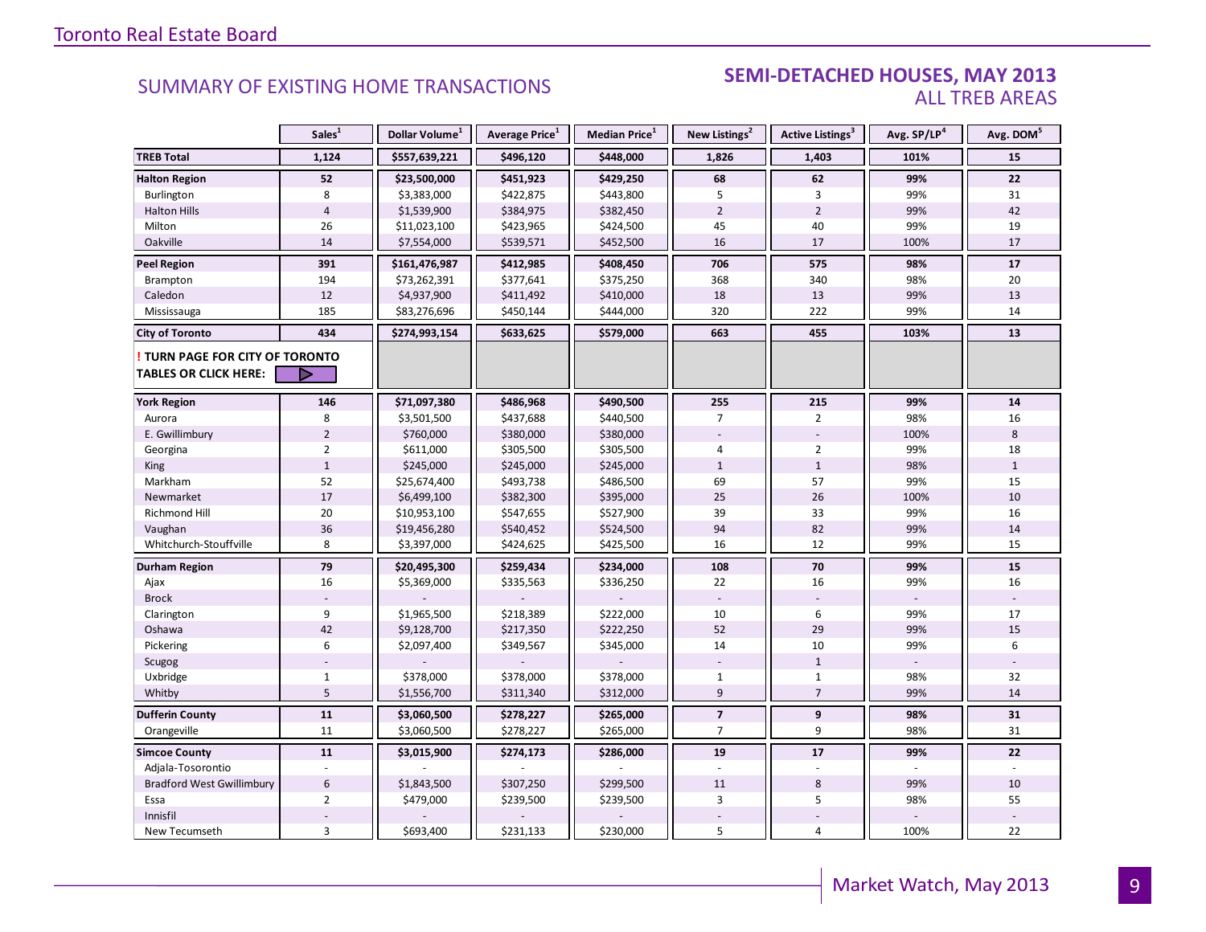## SUMMARY OF EXISTING HOME TRANSACTIONS

### SEMI-DETACHED HOUSES, MAY 2013
### ALL TREB AREAS

| | Sales[1] | Dollar Volume[1] | Average Price[1] | Median Price[1] | New Listings[2] | Active Listings[3] | Avg. SP/LP[4] | Avg. DOM[5] |
|---|---|---|---|---|---|---|---|---|
| **TREB Total** | **1,124** | **$557,639,221** | **$496,120** | **$448,000** | **1,826** | **1,403** | **101%** | **15** |
| **Halton Region** | **52** | **$23,500,000** | **$451,923** | **$429,250** | **68** | **62** | **99%** | **22** |
| Burlington | 8 | $3,383,000 | $422,875 | $443,800 | 5 | 3 | 99% | 31 |
| Halton Hills | 4 | $1,539,900 | $384,975 | $382,450 | 2 | 2 | 99% | 42 |
| Milton | 26 | $11,023,100 | $423,965 | $424,500 | 45 | 40 | 99% | 19 |
| Oakville | 14 | $7,554,000 | $539,571 | $452,500 | 16 | 17 | 100% | 17 |
| **Peel Region** | **391** | **$161,476,987** | **$412,985** | **$408,450** | **706** | **575** | **98%** | **17** |
| Brampton | 194 | $73,262,391 | $377,641 | $375,250 | 368 | 340 | 98% | 20 |
| Caledon | 12 | $4,937,900 | $411,492 | $410,000 | 18 | 13 | 99% | 13 |
| Mississauga | 185 | $83,276,696 | $450,144 | $444,000 | 320 | 222 | 99% | 14 |
| **City of Toronto** | **434** | **$274,993,154** | **$633,625** | **$579,000** | **663** | **455** | **103%** | **13** |
| **! TURN PAGE FOR CITY OF TORONTO TABLES OR CLICK HERE:** | | | | | | | | |
| **York Region** | **146** | **$71,097,380** | **$486,968** | **$490,500** | **255** | **215** | **99%** | **14** |
| Aurora | 8 | $3,501,500 | $437,688 | $440,500 | 7 | 2 | 98% | 16 |
| E. Gwillimbury | 2 | $760,000 | $380,000 | $380,000 | - | - | 100% | 8 |
| Georgina | 2 | $611,000 | $305,500 | $305,500 | 4 | 2 | 99% | 18 |
| King | 1 | $245,000 | $245,000 | $245,000 | 1 | 1 | 98% | 1 |
| Markham | 52 | $25,674,400 | $493,738 | $486,500 | 69 | 57 | 99% | 15 |
| Newmarket | 17 | $6,499,100 | $382,300 | $395,000 | 25 | 26 | 100% | 10 |
| Richmond Hill | 20 | $10,953,100 | $547,655 | $527,900 | 39 | 33 | 99% | 16 |
| Vaughan | 36 | $19,456,280 | $540,452 | $524,500 | 94 | 82 | 99% | 14 |
| Whitchurch-Stouffville | 8 | $3,397,000 | $424,625 | $425,500 | 16 | 12 | 99% | 15 |
| **Durham Region** | **79** | **$20,495,300** | **$259,434** | **$234,000** | **108** | **70** | **99%** | **15** |
| Ajax | 16 | $5,369,000 | $335,563 | $336,250 | 22 | 16 | 99% | 16 |
| Brock | - | - | - | - | - | - | - | - |
| Clarington | 9 | $1,965,500 | $218,389 | $222,000 | 10 | 6 | 99% | 17 |
| Oshawa | 42 | $9,128,700 | $217,350 | $222,250 | 52 | 29 | 99% | 15 |
| Pickering | 6 | $2,097,400 | $349,567 | $345,000 | 14 | 10 | 99% | 6 |
| Scugog | - | - | - | - | - | 1 | - | - |
| Uxbridge | 1 | $378,000 | $378,000 | $378,000 | 1 | 1 | 98% | 32 |
| Whitby | 5 | $1,556,700 | $311,340 | $312,000 | 9 | 7 | 99% | 14 |
| **Dufferin County** | **11** | **$3,060,500** | **$278,227** | **$265,000** | **7** | **9** | **98%** | **31** |
| Orangeville | 11 | $3,060,500 | $278,227 | $265,000 | 7 | 9 | 98% | 31 |
| **Simcoe County** | **11** | **$3,015,900** | **$274,173** | **$286,000** | **19** | **17** | **99%** | **22** |
| Adjala-Tosorontio | - | - | - | - | - | - | - | - |
| Bradford West Gwillimbury | 6 | $1,843,500 | $307,250 | $299,500 | 11 | 8 | 99% | 10 |
| Essa | 2 | $479,000 | $239,500 | $239,500 | 3 | 5 | 98% | 55 |
| Innisfil | - | - | - | - | - | - | - | - |
| New Tecumseth | 3 | $693,400 | $231,133 | $230,000 | 5 | 4 | 100% | 22 |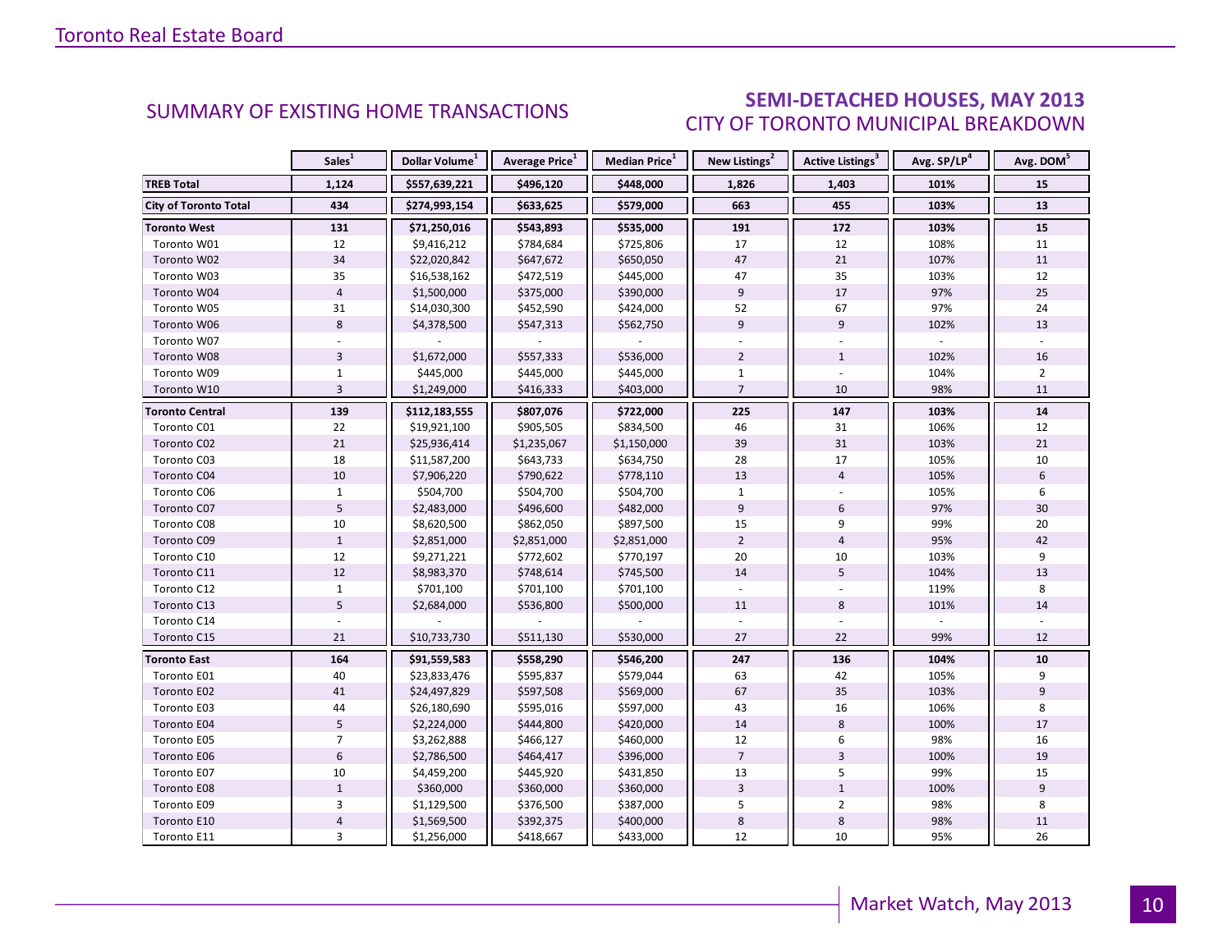## SUMMARY OF EXISTING HOME TRANSACTIONS

## SEMI-DETACHED HOUSES, MAY 2013
### CITY OF TORONTO MUNICIPAL BREAKDOWN

| | Sales[1] | Dollar Volume[1] | Average Price[1] | Median Price[1] | New Listings[2] | Active Listings[3] | Avg. SP/LP[4] | Avg. DOM[5] |
|---|---|---|---|---|---|---|---|---|
| **TREB Total** | **1,124** | **$557,639,221** | **$496,120** | **$448,000** | **1,826** | **1,403** | **101%** | **15** |
| **City of Toronto Total** | **434** | **$274,993,154** | **$633,625** | **$579,000** | **663** | **455** | **103%** | **13** |
| **Toronto West** | **131** | **$71,250,016** | **$543,893** | **$535,000** | **191** | **172** | **103%** | **15** |
| Toronto W01 | 12 | $9,416,212 | $784,684 | $725,806 | 17 | 12 | 108% | 11 |
| Toronto W02 | 34 | $22,020,842 | $647,672 | $650,050 | 47 | 21 | 107% | 11 |
| Toronto W03 | 35 | $16,538,162 | $472,519 | $445,000 | 47 | 35 | 103% | 12 |
| Toronto W04 | 4 | $1,500,000 | $375,000 | $390,000 | 9 | 17 | 97% | 25 |
| Toronto W05 | 31 | $14,030,300 | $452,590 | $424,000 | 52 | 67 | 97% | 24 |
| Toronto W06 | 8 | $4,378,500 | $547,313 | $562,750 | 9 | 9 | 102% | 13 |
| Toronto W07 | - | - | - | - | - | - | - | - |
| Toronto W08 | 3 | $1,672,000 | $557,333 | $536,000 | 2 | 1 | 102% | 16 |
| Toronto W09 | 1 | $445,000 | $445,000 | $445,000 | 1 | - | 104% | 2 |
| Toronto W10 | 3 | $1,249,000 | $416,333 | $403,000 | 7 | 10 | 98% | 11 |
| **Toronto Central** | **139** | **$112,183,555** | **$807,076** | **$722,000** | **225** | **147** | **103%** | **14** |
| Toronto C01 | 22 | $19,921,100 | $905,505 | $834,500 | 46 | 31 | 106% | 12 |
| Toronto C02 | 21 | $25,936,414 | $1,235,067 | $1,150,000 | 39 | 31 | 103% | 21 |
| Toronto C03 | 18 | $11,587,200 | $643,733 | $634,750 | 28 | 17 | 105% | 10 |
| Toronto C04 | 10 | $7,906,220 | $790,622 | $778,110 | 13 | 4 | 105% | 6 |
| Toronto C06 | 1 | $504,700 | $504,700 | $504,700 | 1 | - | 105% | 6 |
| Toronto C07 | 5 | $2,483,000 | $496,600 | $482,000 | 9 | 6 | 97% | 30 |
| Toronto C08 | 10 | $8,620,500 | $862,050 | $897,500 | 15 | 9 | 99% | 20 |
| Toronto C09 | 1 | $2,851,000 | $2,851,000 | $2,851,000 | 2 | 4 | 95% | 42 |
| Toronto C10 | 12 | $9,271,221 | $772,602 | $770,197 | 20 | 10 | 103% | 9 |
| Toronto C11 | 12 | $8,983,370 | $748,614 | $745,500 | 14 | 5 | 104% | 13 |
| Toronto C12 | 1 | $701,100 | $701,100 | $701,100 | - | - | 119% | 8 |
| Toronto C13 | 5 | $2,684,000 | $536,800 | $500,000 | 11 | 8 | 101% | 14 |
| Toronto C14 | - | - | - | - | - | - | - | - |
| Toronto C15 | 21 | $10,733,730 | $511,130 | $530,000 | 27 | 22 | 99% | 12 |
| **Toronto East** | **164** | **$91,559,583** | **$558,290** | **$546,200** | **247** | **136** | **104%** | **10** |
| Toronto E01 | 40 | $23,833,476 | $595,837 | $579,044 | 63 | 42 | 105% | 9 |
| Toronto E02 | 41 | $24,497,829 | $597,508 | $569,000 | 67 | 35 | 103% | 9 |
| Toronto E03 | 44 | $26,180,690 | $595,016 | $597,000 | 43 | 16 | 106% | 8 |
| Toronto E04 | 5 | $2,224,000 | $444,800 | $420,000 | 14 | 8 | 100% | 17 |
| Toronto E05 | 7 | $3,262,888 | $466,127 | $460,000 | 12 | 6 | 98% | 16 |
| Toronto E06 | 6 | $2,786,500 | $464,417 | $396,000 | 7 | 3 | 100% | 19 |
| Toronto E07 | 10 | $4,459,200 | $445,920 | $431,850 | 13 | 5 | 99% | 15 |
| Toronto E08 | 1 | $360,000 | $360,000 | $360,000 | 3 | 1 | 100% | 9 |
| Toronto E09 | 3 | $1,129,500 | $376,500 | $387,000 | 5 | 2 | 98% | 8 |
| Toronto E10 | 4 | $1,569,500 | $392,375 | $400,000 | 8 | 8 | 98% | 11 |
| Toronto E11 | 3 | $1,256,000 | $418,667 | $433,000 | 12 | 10 | 95% | 26 |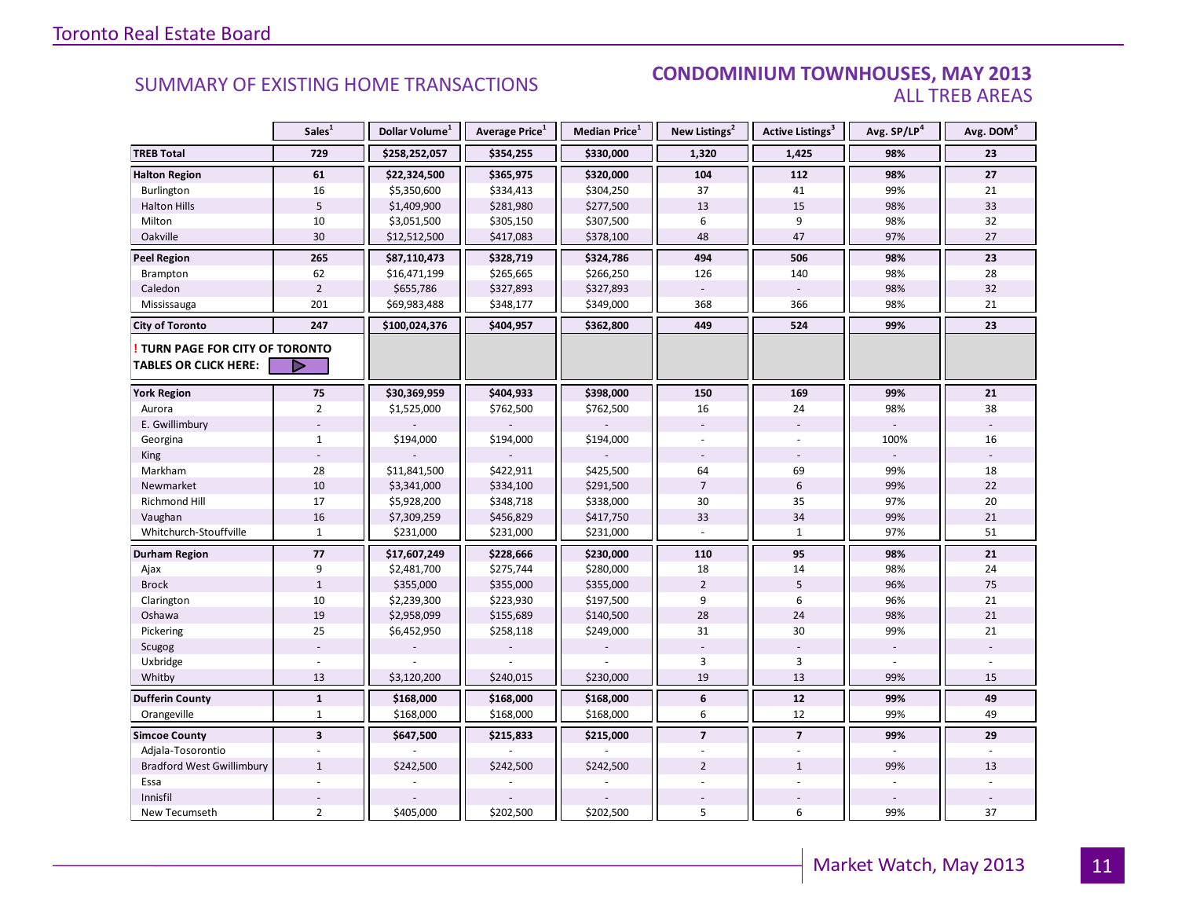## SUMMARY OF EXISTING HOME TRANSACTIONS

## CONDOMINIUM TOWNHOUSES, MAY 2013
### ALL TREB AREAS

| | Sales[1] | Dollar Volume[1] | Average Price[1] | Median Price[1] | New Listings[2] | Active Listings[3] | Avg. SP/LP[4] | Avg. DOM[5] |
|---|---|---|---|---|---|---|---|---|
| **TREB Total** | **729** | **$258,252,057** | **$354,255** | **$330,000** | **1,320** | **1,425** | **98%** | **23** |
| **Halton Region** | **61** | **$22,324,500** | **$365,975** | **$320,000** | **104** | **112** | **98%** | **27** |
| Burlington | 16 | $5,350,600 | $334,413 | $304,250 | 37 | 41 | 99% | 21 |
| Halton Hills | 5 | $1,409,900 | $281,980 | $277,500 | 13 | 15 | 98% | 33 |
| Milton | 10 | $3,051,500 | $305,150 | $307,500 | 6 | 9 | 98% | 32 |
| Oakville | 30 | $12,512,500 | $417,083 | $378,100 | 48 | 47 | 97% | 27 |
| **Peel Region** | **265** | **$87,110,473** | **$328,719** | **$324,786** | **494** | **506** | **98%** | **23** |
| Brampton | 62 | $16,471,199 | $265,665 | $266,250 | 126 | 140 | 98% | 28 |
| Caledon | 2 | $655,786 | $327,893 | $327,893 | - | - | 98% | 32 |
| Mississauga | 201 | $69,983,488 | $348,177 | $349,000 | 368 | 366 | 98% | 21 |
| **City of Toronto** | **247** | **$100,024,376** | **$404,957** | **$362,800** | **449** | **524** | **99%** | **23** |
| **! TURN PAGE FOR CITY OF TORONTO TABLES OR CLICK HERE:** | | | | | | | | |
| **York Region** | **75** | **$30,369,959** | **$404,933** | **$398,000** | **150** | **169** | **99%** | **21** |
| Aurora | 2 | $1,525,000 | $762,500 | $762,500 | 16 | 24 | 98% | 38 |
| E. Gwillimbury | - | - | - | - | - | - | - | - |
| Georgina | 1 | $194,000 | $194,000 | $194,000 | - | - | 100% | 16 |
| King | - | - | - | - | - | - | - | - |
| Markham | 28 | $11,841,500 | $422,911 | $425,500 | 64 | 69 | 99% | 18 |
| Newmarket | 10 | $3,341,000 | $334,100 | $291,500 | 7 | 6 | 99% | 22 |
| Richmond Hill | 17 | $5,928,200 | $348,718 | $338,000 | 30 | 35 | 97% | 20 |
| Vaughan | 16 | $7,309,259 | $456,829 | $417,750 | 33 | 34 | 99% | 21 |
| Whitchurch-Stouffville | 1 | $231,000 | $231,000 | $231,000 | - | 1 | 97% | 51 |
| **Durham Region** | **77** | **$17,607,249** | **$228,666** | **$230,000** | **110** | **95** | **98%** | **21** |
| Ajax | 9 | $2,481,700 | $275,744 | $280,000 | 18 | 14 | 98% | 24 |
| Brock | 1 | $355,000 | $355,000 | $355,000 | 2 | 5 | 96% | 75 |
| Clarington | 10 | $2,239,300 | $223,930 | $197,500 | 9 | 6 | 96% | 21 |
| Oshawa | 19 | $2,958,099 | $155,689 | $140,500 | 28 | 24 | 98% | 21 |
| Pickering | 25 | $6,452,950 | $258,118 | $249,000 | 31 | 30 | 99% | 21 |
| Scugog | - | - | - | - | - | - | - | - |
| Uxbridge | - | - | - | - | 3 | 3 | - | - |
| Whitby | 13 | $3,120,200 | $240,015 | $230,000 | 19 | 13 | 99% | 15 |
| **Dufferin County** | **1** | **$168,000** | **$168,000** | **$168,000** | **6** | **12** | **99%** | **49** |
| Orangeville | 1 | $168,000 | $168,000 | $168,000 | 6 | 12 | 99% | 49 |
| **Simcoe County** | **3** | **$647,500** | **$215,833** | **$215,000** | **7** | **7** | **99%** | **29** |
| Adjala-Tosorontio | - | - | - | - | - | - | - | - |
| Bradford West Gwillimbury | 1 | $242,500 | $242,500 | $242,500 | 2 | 1 | 99% | 13 |
| Essa | - | - | - | - | - | - | - | - |
| Innisfil | - | - | - | - | - | - | - | - |
| New Tecumseth | 2 | $405,000 | $202,500 | $202,500 | 5 | 6 | 99% | 37 |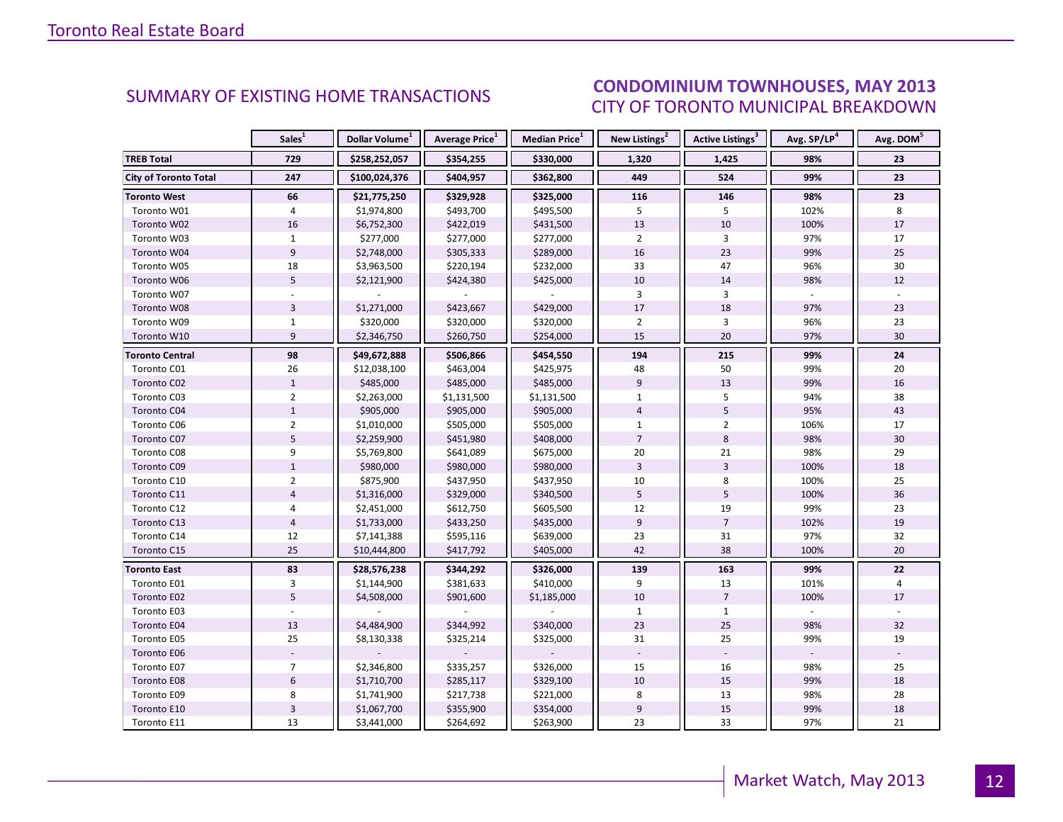## SUMMARY OF EXISTING HOME TRANSACTIONS

## CONDOMINIUM TOWNHOUSES, MAY 2013
### CITY OF TORONTO MUNICIPAL BREAKDOWN

| | Sales[1] | Dollar Volume[1] | Average Price[1] | Median Price[1] | New Listings[2] | Active Listings[3] | Avg. SP/LP[4] | Avg. DOM[5] |
|---|---|---|---|---|---|---|---|---|
| **TREB Total** | **729** | **$258,252,057** | **$354,255** | **$330,000** | **1,320** | **1,425** | **98%** | **23** |
| **City of Toronto Total** | **247** | **$100,024,376** | **$404,957** | **$362,800** | **449** | **524** | **99%** | **23** |
| **Toronto West** | **66** | **$21,775,250** | **$329,928** | **$325,000** | **116** | **146** | **98%** | **23** |
| Toronto W01 | 4 | $1,974,800 | $493,700 | $495,500 | 5 | 5 | 102% | 8 |
| Toronto W02 | 16 | $6,752,300 | $422,019 | $431,500 | 13 | 10 | 100% | 17 |
| Toronto W03 | 1 | $277,000 | $277,000 | $277,000 | 2 | 3 | 97% | 17 |
| Toronto W04 | 9 | $2,748,000 | $305,333 | $289,000 | 16 | 23 | 99% | 25 |
| Toronto W05 | 18 | $3,963,500 | $220,194 | $232,000 | 33 | 47 | 96% | 30 |
| Toronto W06 | 5 | $2,121,900 | $424,380 | $425,000 | 10 | 14 | 98% | 12 |
| Toronto W07 | - | - | - | - | 3 | 3 | - | - |
| Toronto W08 | 3 | $1,271,000 | $423,667 | $429,000 | 17 | 18 | 97% | 23 |
| Toronto W09 | 1 | $320,000 | $320,000 | $320,000 | 2 | 3 | 96% | 23 |
| Toronto W10 | 9 | $2,346,750 | $260,750 | $254,000 | 15 | 20 | 97% | 30 |
| **Toronto Central** | **98** | **$49,672,888** | **$506,866** | **$454,550** | **194** | **215** | **99%** | **24** |
| Toronto C01 | 26 | $12,038,100 | $463,004 | $425,975 | 48 | 50 | 99% | 20 |
| Toronto C02 | 1 | $485,000 | $485,000 | $485,000 | 9 | 13 | 99% | 16 |
| Toronto C03 | 2 | $2,263,000 | $1,131,500 | $1,131,500 | 1 | 5 | 94% | 38 |
| Toronto C04 | 1 | $905,000 | $905,000 | $905,000 | 4 | 5 | 95% | 43 |
| Toronto C06 | 2 | $1,010,000 | $505,000 | $505,000 | 1 | 2 | 106% | 17 |
| Toronto C07 | 5 | $2,259,900 | $451,980 | $408,000 | 7 | 8 | 98% | 30 |
| Toronto C08 | 9 | $5,769,800 | $641,089 | $675,000 | 20 | 21 | 98% | 29 |
| Toronto C09 | 1 | $980,000 | $980,000 | $980,000 | 3 | 3 | 100% | 18 |
| Toronto C10 | 2 | $875,900 | $437,950 | $437,950 | 10 | 8 | 100% | 25 |
| Toronto C11 | 4 | $1,316,000 | $329,000 | $340,500 | 5 | 5 | 100% | 36 |
| Toronto C12 | 4 | $2,451,000 | $612,750 | $605,500 | 12 | 19 | 99% | 23 |
| Toronto C13 | 4 | $1,733,000 | $433,250 | $435,000 | 9 | 7 | 102% | 19 |
| Toronto C14 | 12 | $7,141,388 | $595,116 | $639,000 | 23 | 31 | 97% | 32 |
| Toronto C15 | 25 | $10,444,800 | $417,792 | $405,000 | 42 | 38 | 100% | 20 |
| **Toronto East** | **83** | **$28,576,238** | **$344,292** | **$326,000** | **139** | **163** | **99%** | **22** |
| Toronto E01 | 3 | $1,144,900 | $381,633 | $410,000 | 9 | 13 | 101% | 4 |
| Toronto E02 | 5 | $4,508,000 | $901,600 | $1,185,000 | 10 | 7 | 100% | 17 |
| Toronto E03 | - | - | - | - | 1 | 1 | - | - |
| Toronto E04 | 13 | $4,484,900 | $344,992 | $340,000 | 23 | 25 | 98% | 32 |
| Toronto E05 | 25 | $8,130,338 | $325,214 | $325,000 | 31 | 25 | 99% | 19 |
| Toronto E06 | - | - | - | - | - | - | - | - |
| Toronto E07 | 7 | $2,346,800 | $335,257 | $326,000 | 15 | 16 | 98% | 25 |
| Toronto E08 | 6 | $1,710,700 | $285,117 | $329,100 | 10 | 15 | 99% | 18 |
| Toronto E09 | 8 | $1,741,900 | $217,738 | $221,000 | 8 | 13 | 98% | 28 |
| Toronto E10 | 3 | $1,067,700 | $355,900 | $354,000 | 9 | 15 | 99% | 18 |
| Toronto E11 | 13 | $3,441,000 | $264,692 | $263,900 | 23 | 33 | 97% | 21 |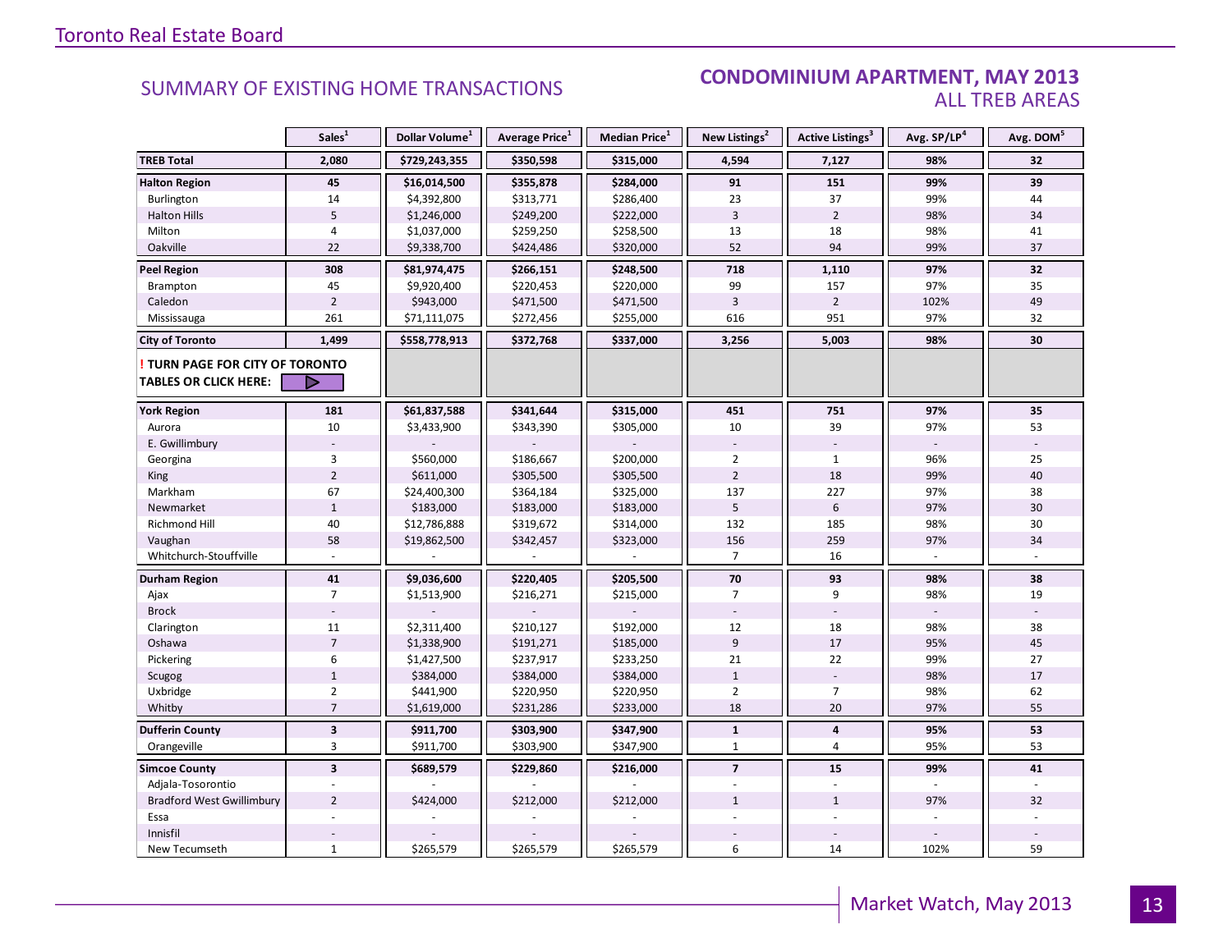## SUMMARY OF EXISTING HOME TRANSACTIONS

## CONDOMINIUM APARTMENT, MAY 2013
### ALL TREB AREAS

| | Sales[1] | Dollar Volume[1] | Average Price[1] | Median Price[1] | New Listings[2] | Active Listings[3] | Avg. SP/LP[4] | Avg. DOM[5] |
|---|---|---|---|---|---|---|---|---|
| **TREB Total** | **2,080** | **$729,243,355** | **$350,598** | **$315,000** | **4,594** | **7,127** | **98%** | **32** |
| **Halton Region** | **45** | **$16,014,500** | **$355,878** | **$284,000** | **91** | **151** | **99%** | **39** |
| Burlington | 14 | $4,392,800 | $313,771 | $286,400 | 23 | 37 | 99% | 44 |
| Halton Hills | 5 | $1,246,000 | $249,200 | $222,000 | 3 | 2 | 98% | 34 |
| Milton | 4 | $1,037,000 | $259,250 | $258,500 | 13 | 18 | 98% | 41 |
| Oakville | 22 | $9,338,700 | $424,486 | $320,000 | 52 | 94 | 99% | 37 |
| **Peel Region** | **308** | **$81,974,475** | **$266,151** | **$248,500** | **718** | **1,110** | **97%** | **32** |
| Brampton | 45 | $9,920,400 | $220,453 | $220,000 | 99 | 157 | 97% | 35 |
| Caledon | 2 | $943,000 | $471,500 | $471,500 | 3 | 2 | 102% | 49 |
| Mississauga | 261 | $71,111,075 | $272,456 | $255,000 | 616 | 951 | 97% | 32 |
| **City of Toronto** | **1,499** | **$558,778,913** | **$372,768** | **$337,000** | **3,256** | **5,003** | **98%** | **30** |
| **! TURN PAGE FOR CITY OF TORONTO TABLES OR CLICK HERE:** | | | | | | | | |
| **York Region** | **181** | **$61,837,588** | **$341,644** | **$315,000** | **451** | **751** | **97%** | **35** |
| Aurora | 10 | $3,433,900 | $343,390 | $305,000 | 10 | 39 | 97% | 53 |
| E. Gwillimbury | - | - | - | - | - | - | - | - |
| Georgina | 3 | $560,000 | $186,667 | $200,000 | 2 | 1 | 96% | 25 |
| King | 2 | $611,000 | $305,500 | $305,500 | 2 | 18 | 99% | 40 |
| Markham | 67 | $24,400,300 | $364,184 | $325,000 | 137 | 227 | 97% | 38 |
| Newmarket | 1 | $183,000 | $183,000 | $183,000 | 5 | 6 | 97% | 30 |
| Richmond Hill | 40 | $12,786,888 | $319,672 | $314,000 | 132 | 185 | 98% | 30 |
| Vaughan | 58 | $19,862,500 | $342,457 | $323,000 | 156 | 259 | 97% | 34 |
| Whitchurch-Stouffville | - | - | - | - | 7 | 16 | - | - |
| **Durham Region** | **41** | **$9,036,600** | **$220,405** | **$205,500** | **70** | **93** | **98%** | **38** |
| Ajax | 7 | $1,513,900 | $216,271 | $215,000 | 7 | 9 | 98% | 19 |
| Brock | - | - | - | - | - | - | - | - |
| Clarington | 11 | $2,311,400 | $210,127 | $192,000 | 12 | 18 | 98% | 38 |
| Oshawa | 7 | $1,338,900 | $191,271 | $185,000 | 9 | 17 | 95% | 45 |
| Pickering | 6 | $1,427,500 | $237,917 | $233,250 | 21 | 22 | 99% | 27 |
| Scugog | 1 | $384,000 | $384,000 | $384,000 | 1 | - | 98% | 17 |
| Uxbridge | 2 | $441,900 | $220,950 | $220,950 | 2 | 7 | 98% | 62 |
| Whitby | 7 | $1,619,000 | $231,286 | $233,000 | 18 | 20 | 97% | 55 |
| **Dufferin County** | **3** | **$911,700** | **$303,900** | **$347,900** | **1** | **4** | **95%** | **53** |
| Orangeville | 3 | $911,700 | $303,900 | $347,900 | 1 | 4 | 95% | 53 |
| **Simcoe County** | **3** | **$689,579** | **$229,860** | **$216,000** | **7** | **15** | **99%** | **41** |
| Adjala-Tosorontio | - | - | - | - | - | - | - | - |
| Bradford West Gwillimbury | 2 | $424,000 | $212,000 | $212,000 | 1 | 1 | 97% | 32 |
| Essa | - | - | - | - | - | - | - | - |
| Innisfil | - | - | - | - | - | - | - | - |
| New Tecumseth | 1 | $265,579 | $265,579 | $265,579 | 6 | 14 | 102% | 59 |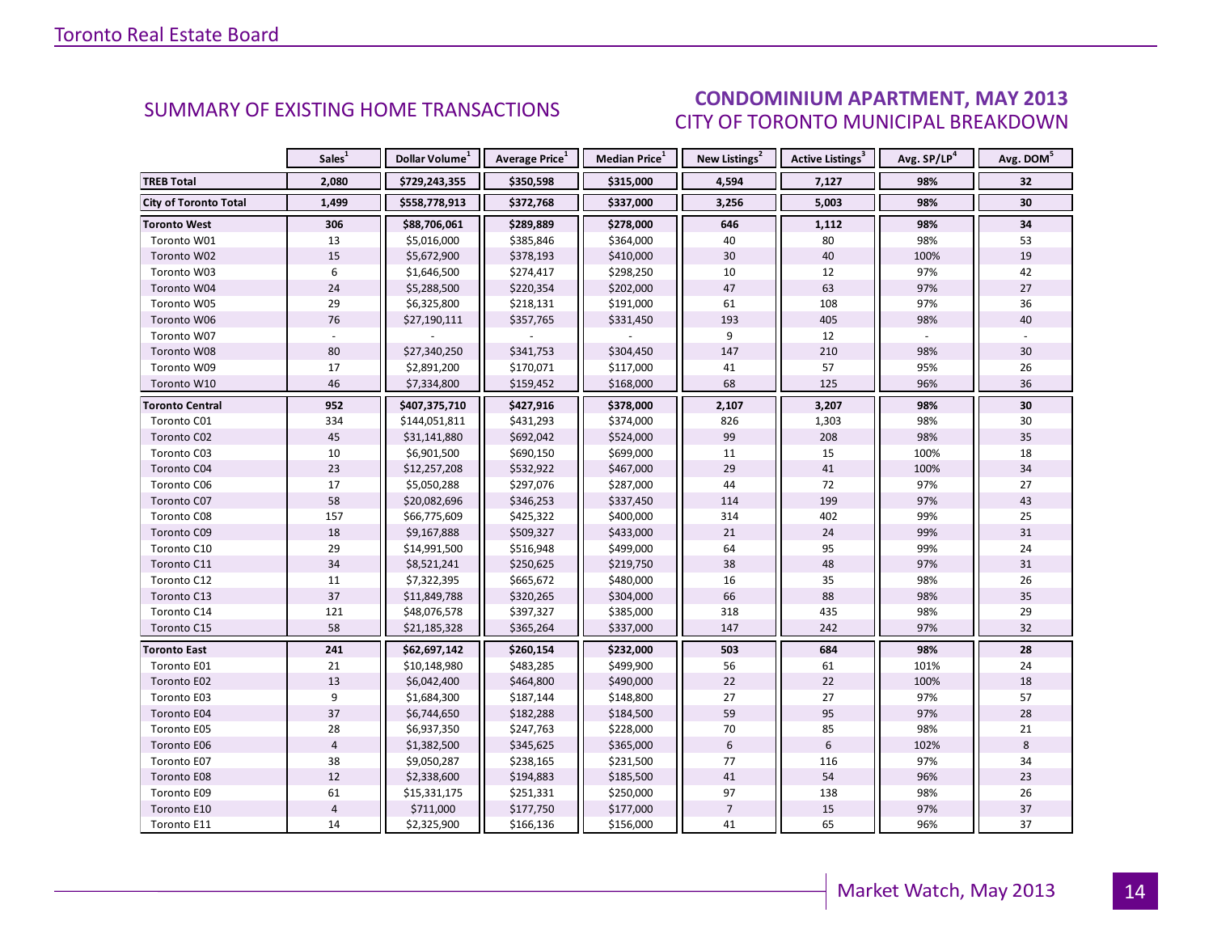## SUMMARY OF EXISTING HOME TRANSACTIONS

## CONDOMINIUM APARTMENT, MAY 2013
CITY OF TORONTO MUNICIPAL BREAKDOWN

| | Sales[1] | Dollar Volume[1] | Average Price[1] | Median Price[1] | New Listings[2] | Active Listings[3] | Avg. SP/LP[4] | Avg. DOM[5] |
|---|---|---|---|---|---|---|---|---|
| **TREB Total** | **2,080** | **$729,243,355** | **$350,598** | **$315,000** | **4,594** | **7,127** | **98%** | **32** |
| **City of Toronto Total** | **1,499** | **$558,778,913** | **$372,768** | **$337,000** | **3,256** | **5,003** | **98%** | **30** |
| **Toronto West** | **306** | **$88,706,061** | **$289,889** | **$278,000** | **646** | **1,112** | **98%** | **34** |
| Toronto W01 | 13 | $5,016,000 | $385,846 | $364,000 | 40 | 80 | 98% | 53 |
| Toronto W02 | 15 | $5,672,900 | $378,193 | $410,000 | 30 | 40 | 100% | 19 |
| Toronto W03 | 6 | $1,646,500 | $274,417 | $298,250 | 10 | 12 | 97% | 42 |
| Toronto W04 | 24 | $5,288,500 | $220,354 | $202,000 | 47 | 63 | 97% | 27 |
| Toronto W05 | 29 | $6,325,800 | $218,131 | $191,000 | 61 | 108 | 97% | 36 |
| Toronto W06 | 76 | $27,190,111 | $357,765 | $331,450 | 193 | 405 | 98% | 40 |
| Toronto W07 | - | - | - | - | 9 | 12 | - | - |
| Toronto W08 | 80 | $27,340,250 | $341,753 | $304,450 | 147 | 210 | 98% | 30 |
| Toronto W09 | 17 | $2,891,200 | $170,071 | $117,000 | 41 | 57 | 95% | 26 |
| Toronto W10 | 46 | $7,334,800 | $159,452 | $168,000 | 68 | 125 | 96% | 36 |
| **Toronto Central** | **952** | **$407,375,710** | **$427,916** | **$378,000** | **2,107** | **3,207** | **98%** | **30** |
| Toronto C01 | 334 | $144,051,811 | $431,293 | $374,000 | 826 | 1,303 | 98% | 30 |
| Toronto C02 | 45 | $31,141,880 | $692,042 | $524,000 | 99 | 208 | 98% | 35 |
| Toronto C03 | 10 | $6,901,500 | $690,150 | $699,000 | 11 | 15 | 100% | 18 |
| Toronto C04 | 23 | $12,257,208 | $532,922 | $467,000 | 29 | 41 | 100% | 34 |
| Toronto C06 | 17 | $5,050,288 | $297,076 | $287,000 | 44 | 72 | 97% | 27 |
| Toronto C07 | 58 | $20,082,696 | $346,253 | $337,450 | 114 | 199 | 97% | 43 |
| Toronto C08 | 157 | $66,775,609 | $425,322 | $400,000 | 314 | 402 | 99% | 25 |
| Toronto C09 | 18 | $9,167,888 | $509,327 | $433,000 | 21 | 24 | 99% | 31 |
| Toronto C10 | 29 | $14,991,500 | $516,948 | $499,000 | 64 | 95 | 99% | 24 |
| Toronto C11 | 34 | $8,521,241 | $250,625 | $219,750 | 38 | 48 | 97% | 31 |
| Toronto C12 | 11 | $7,322,395 | $665,672 | $480,000 | 16 | 35 | 98% | 26 |
| Toronto C13 | 37 | $11,849,788 | $320,265 | $304,000 | 66 | 88 | 98% | 35 |
| Toronto C14 | 121 | $48,076,578 | $397,327 | $385,000 | 318 | 435 | 98% | 29 |
| Toronto C15 | 58 | $21,185,328 | $365,264 | $337,000 | 147 | 242 | 97% | 32 |
| **Toronto East** | **241** | **$62,697,142** | **$260,154** | **$232,000** | **503** | **684** | **98%** | **28** |
| Toronto E01 | 21 | $10,148,980 | $483,285 | $499,900 | 56 | 61 | 101% | 24 |
| Toronto E02 | 13 | $6,042,400 | $464,800 | $490,000 | 22 | 22 | 100% | 18 |
| Toronto E03 | 9 | $1,684,300 | $187,144 | $148,800 | 27 | 27 | 97% | 57 |
| Toronto E04 | 37 | $6,744,650 | $182,288 | $184,500 | 59 | 95 | 97% | 28 |
| Toronto E05 | 28 | $6,937,350 | $247,763 | $228,000 | 70 | 85 | 98% | 21 |
| Toronto E06 | 4 | $1,382,500 | $345,625 | $365,000 | 6 | 6 | 102% | 8 |
| Toronto E07 | 38 | $9,050,287 | $238,165 | $231,500 | 77 | 116 | 97% | 34 |
| Toronto E08 | 12 | $2,338,600 | $194,883 | $185,500 | 41 | 54 | 96% | 23 |
| Toronto E09 | 61 | $15,331,175 | $251,331 | $250,000 | 97 | 138 | 98% | 26 |
| Toronto E10 | 4 | $711,000 | $177,750 | $177,000 | 7 | 15 | 97% | 37 |
| Toronto E11 | 14 | $2,325,900 | $166,136 | $156,000 | 41 | 65 | 96% | 37 |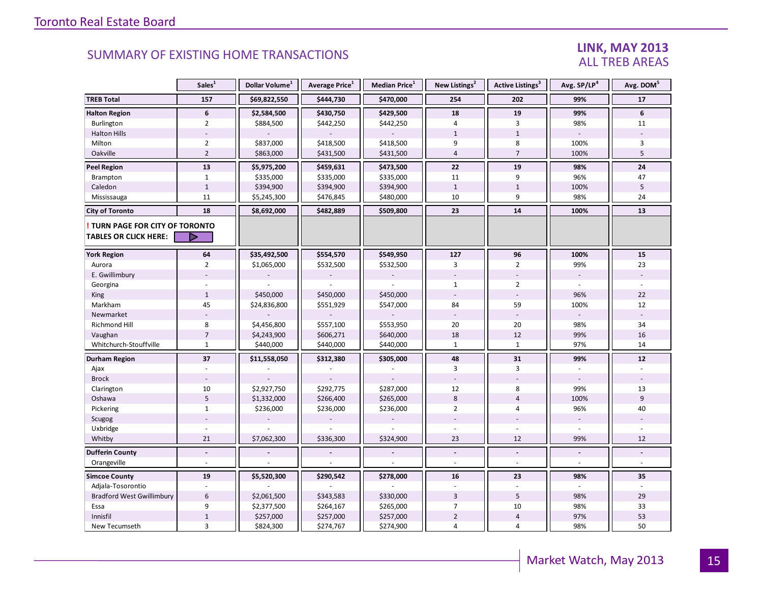## SUMMARY OF EXISTING HOME TRANSACTIONS

### LINK, MAY 2013
### ALL TREB AREAS

| | Sales[1] | Dollar Volume[1] | Average Price[1] | Median Price[1] | New Listings[2] | Active Listings[3] | Avg. SP/LP[4] | Avg. DOM[5] |
|---|---|---|---|---|---|---|---|---|
| **TREB Total** | **157** | **$69,822,550** | **$444,730** | **$470,000** | **254** | **202** | **99%** | **17** |
| **Halton Region** | **6** | **$2,584,500** | **$430,750** | **$429,500** | **18** | **19** | **99%** | **6** |
| Burlington | 2 | $884,500 | $442,250 | $442,250 | 4 | 3 | 98% | 11 |
| Halton Hills | - | - | - | - | 1 | 1 | - | - |
| Milton | 2 | $837,000 | $418,500 | $418,500 | 9 | 8 | 100% | 3 |
| Oakville | 2 | $863,000 | $431,500 | $431,500 | 4 | 7 | 100% | 5 |
| **Peel Region** | **13** | **$5,975,200** | **$459,631** | **$473,500** | **22** | **19** | **98%** | **24** |
| Brampton | 1 | $335,000 | $335,000 | $335,000 | 11 | 9 | 96% | 47 |
| Caledon | 1 | $394,900 | $394,900 | $394,900 | 1 | 1 | 100% | 5 |
| Mississauga | 11 | $5,245,300 | $476,845 | $480,000 | 10 | 9 | 98% | 24 |
| **City of Toronto** | **18** | **$8,692,000** | **$482,889** | **$509,800** | **23** | **14** | **100%** | **13** |
| **! TURN PAGE FOR CITY OF TORONTO TABLES OR CLICK HERE:** | | | | | | | | |
| **York Region** | **64** | **$35,492,500** | **$554,570** | **$549,950** | **127** | **96** | **100%** | **15** |
| Aurora | 2 | $1,065,000 | $532,500 | $532,500 | 3 | 2 | 99% | 23 |
| E. Gwillimbury | - | - | - | - | - | - | - | - |
| Georgina | - | - | - | - | 1 | 2 | - | - |
| King | 1 | $450,000 | $450,000 | $450,000 | - | - | 96% | 22 |
| Markham | 45 | $24,836,800 | $551,929 | $547,000 | 84 | 59 | 100% | 12 |
| Newmarket | - | - | - | - | - | - | - | - |
| Richmond Hill | 8 | $4,456,800 | $557,100 | $553,950 | 20 | 20 | 98% | 34 |
| Vaughan | 7 | $4,243,900 | $606,271 | $640,000 | 18 | 12 | 99% | 16 |
| Whitchurch-Stouffville | 1 | $440,000 | $440,000 | $440,000 | 1 | 1 | 97% | 14 |
| **Durham Region** | **37** | **$11,558,050** | **$312,380** | **$305,000** | **48** | **31** | **99%** | **12** |
| Ajax | - | - | - | - | 3 | 3 | - | - |
| Brock | - | - | - | - | - | - | - | - |
| Clarington | 10 | $2,927,750 | $292,775 | $287,000 | 12 | 8 | 99% | 13 |
| Oshawa | 5 | $1,332,000 | $266,400 | $265,000 | 8 | 4 | 100% | 9 |
| Pickering | 1 | $236,000 | $236,000 | $236,000 | 2 | 4 | 96% | 40 |
| Scugog | - | - | - | - | - | - | - | - |
| Uxbridge | - | - | - | - | - | - | - | - |
| Whitby | 21 | $7,062,300 | $336,300 | $324,900 | 23 | 12 | 99% | 12 |
| **Dufferin County** | **-** | **-** | **-** | **-** | **-** | **-** | **-** | **-** |
| Orangeville | - | - | - | - | - | - | - | - |
| **Simcoe County** | **19** | **$5,520,300** | **$290,542** | **$278,000** | **16** | **23** | **98%** | **35** |
| Adjala-Tosorontio | - | - | - | - | - | - | - | - |
| Bradford West Gwillimbury | 6 | $2,061,500 | $343,583 | $330,000 | 3 | 5 | 98% | 29 |
| Essa | 9 | $2,377,500 | $264,167 | $265,000 | 7 | 10 | 98% | 33 |
| Innisfil | 1 | $257,000 | $257,000 | $257,000 | 2 | 4 | 97% | 53 |
| New Tecumseth | 3 | $824,300 | $274,767 | $274,900 | 4 | 4 | 98% | 50 |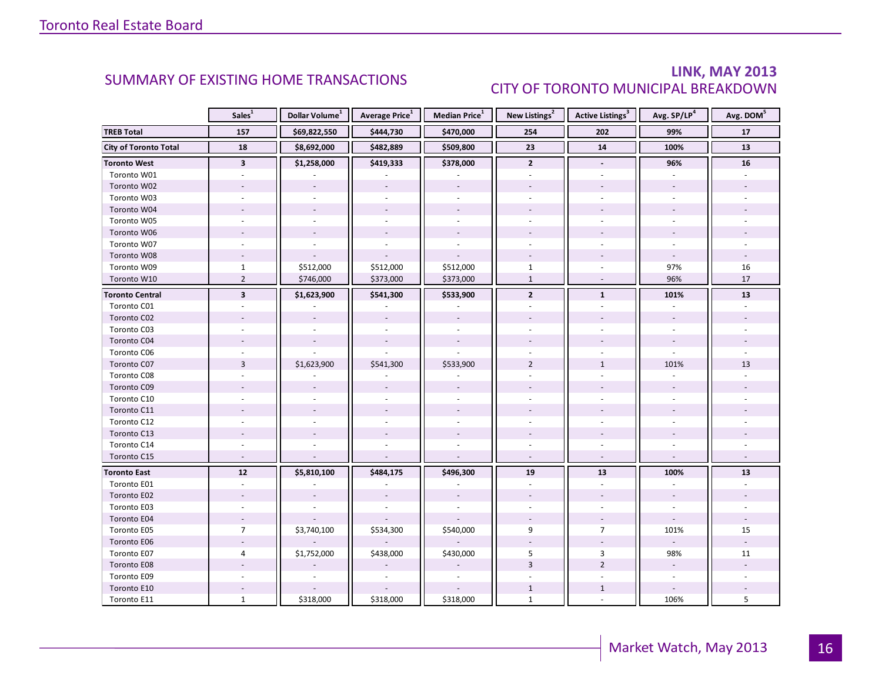## SUMMARY OF EXISTING HOME TRANSACTIONS

## LINK, MAY 2013
## CITY OF TORONTO MUNICIPAL BREAKDOWN

| | Sales[1] | Dollar Volume[1] | Average Price[1] | Median Price[1] | New Listings[2] | Active Listings[3] | Avg. SP/LP[4] | Avg. DOM[5] |
|---|---|---|---|---|---|---|---|---|
| **TREB Total** | **157** | **$69,822,550** | **$444,730** | **$470,000** | **254** | **202** | **99%** | **17** |
| **City of Toronto Total** | **18** | **$8,692,000** | **$482,889** | **$509,800** | **23** | **14** | **100%** | **13** |
| **Toronto West** | **3** | **$1,258,000** | **$419,333** | **$378,000** | **2** | **-** | **96%** | **16** |
| Toronto W01 | - | - | - | - | - | - | - | - |
| Toronto W02 | - | - | - | - | - | - | - | - |
| Toronto W03 | - | - | - | - | - | - | - | - |
| Toronto W04 | - | - | - | - | - | - | - | - |
| Toronto W05 | - | - | - | - | - | - | - | - |
| Toronto W06 | - | - | - | - | - | - | - | - |
| Toronto W07 | - | - | - | - | - | - | - | - |
| Toronto W08 | - | - | - | - | - | - | - | - |
| Toronto W09 | 1 | $512,000 | $512,000 | $512,000 | 1 | - | 97% | 16 |
| Toronto W10 | 2 | $746,000 | $373,000 | $373,000 | 1 | - | 96% | 17 |
| **Toronto Central** | **3** | **$1,623,900** | **$541,300** | **$533,900** | **2** | **1** | **101%** | **13** |
| Toronto C01 | - | - | - | - | - | - | - | - |
| Toronto C02 | - | - | - | - | - | - | - | - |
| Toronto C03 | - | - | - | - | - | - | - | - |
| Toronto C04 | - | - | - | - | - | - | - | - |
| Toronto C06 | - | - | - | - | - | - | - | - |
| Toronto C07 | 3 | $1,623,900 | $541,300 | $533,900 | 2 | 1 | 101% | 13 |
| Toronto C08 | - | - | - | - | - | - | - | - |
| Toronto C09 | - | - | - | - | - | - | - | - |
| Toronto C10 | - | - | - | - | - | - | - | - |
| Toronto C11 | - | - | - | - | - | - | - | - |
| Toronto C12 | - | - | - | - | - | - | - | - |
| Toronto C13 | - | - | - | - | - | - | - | - |
| Toronto C14 | - | - | - | - | - | - | - | - |
| Toronto C15 | - | - | - | - | - | - | - | - |
| **Toronto East** | **12** | **$5,810,100** | **$484,175** | **$496,300** | **19** | **13** | **100%** | **13** |
| Toronto E01 | - | - | - | - | - | - | - | - |
| Toronto E02 | - | - | - | - | - | - | - | - |
| Toronto E03 | - | - | - | - | - | - | - | - |
| Toronto E04 | - | - | - | - | - | - | - | - |
| Toronto E05 | 7 | $3,740,100 | $534,300 | $540,000 | 9 | 7 | 101% | 15 |
| Toronto E06 | - | - | - | - | - | - | - | - |
| Toronto E07 | 4 | $1,752,000 | $438,000 | $430,000 | 5 | 3 | 98% | 11 |
| Toronto E08 | - | - | - | - | 3 | 2 | - | - |
| Toronto E09 | - | - | - | - | - | - | - | - |
| Toronto E10 | - | - | - | - | 1 | 1 | - | - |
| Toronto E11 | 1 | $318,000 | $318,000 | $318,000 | 1 | - | 106% | 5 |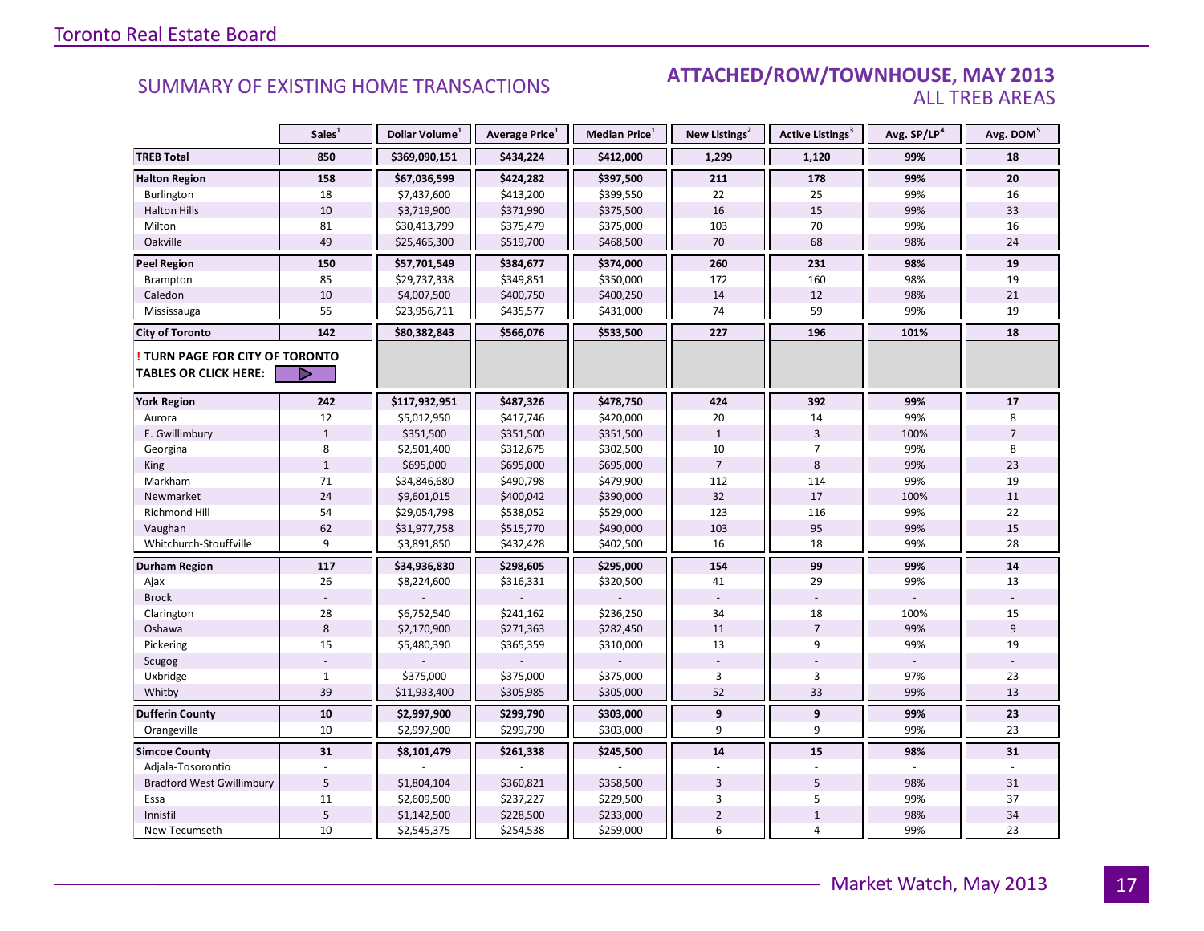## SUMMARY OF EXISTING HOME TRANSACTIONS

## ATTACHED/ROW/TOWNHOUSE, MAY 2013
### ALL TREB AREAS

| | Sales[1] | Dollar Volume[1] | Average Price[1] | Median Price[1] | New Listings[2] | Active Listings[3] | Avg. SP/LP[4] | Avg. DOM[5] |
|---|---|---|---|---|---|---|---|---|
| **TREB Total** | **850** | **$369,090,151** | **$434,224** | **$412,000** | **1,299** | **1,120** | **99%** | **18** |
| **Halton Region** | **158** | **$67,036,599** | **$424,282** | **$397,500** | **211** | **178** | **99%** | **20** |
| Burlington | 18 | $7,437,600 | $413,200 | $399,550 | 22 | 25 | 99% | 16 |
| Halton Hills | 10 | $3,719,900 | $371,990 | $375,500 | 16 | 15 | 99% | 33 |
| Milton | 81 | $30,413,799 | $375,479 | $375,000 | 103 | 70 | 99% | 16 |
| Oakville | 49 | $25,465,300 | $519,700 | $468,500 | 70 | 68 | 98% | 24 |
| **Peel Region** | **150** | **$57,701,549** | **$384,677** | **$374,000** | **260** | **231** | **98%** | **19** |
| Brampton | 85 | $29,737,338 | $349,851 | $350,000 | 172 | 160 | 98% | 19 |
| Caledon | 10 | $4,007,500 | $400,750 | $400,250 | 14 | 12 | 98% | 21 |
| Mississauga | 55 | $23,956,711 | $435,577 | $431,000 | 74 | 59 | 99% | 19 |
| **City of Toronto** | **142** | **$80,382,843** | **$566,076** | **$533,500** | **227** | **196** | **101%** | **18** |
| **! TURN PAGE FOR CITY OF TORONTO TABLES OR CLICK HERE:** | | | | | | | | |
| **York Region** | **242** | **$117,932,951** | **$487,326** | **$478,750** | **424** | **392** | **99%** | **17** |
| Aurora | 12 | $5,012,950 | $417,746 | $420,000 | 20 | 14 | 99% | 8 |
| E. Gwillimbury | 1 | $351,500 | $351,500 | $351,500 | 1 | 3 | 100% | 7 |
| Georgina | 8 | $2,501,400 | $312,675 | $302,500 | 10 | 7 | 99% | 8 |
| King | 1 | $695,000 | $695,000 | $695,000 | 7 | 8 | 99% | 23 |
| Markham | 71 | $34,846,680 | $490,798 | $479,900 | 112 | 114 | 99% | 19 |
| Newmarket | 24 | $9,601,015 | $400,042 | $390,000 | 32 | 17 | 100% | 11 |
| Richmond Hill | 54 | $29,054,798 | $538,052 | $529,000 | 123 | 116 | 99% | 22 |
| Vaughan | 62 | $31,977,758 | $515,770 | $490,000 | 103 | 95 | 99% | 15 |
| Whitchurch-Stouffville | 9 | $3,891,850 | $432,428 | $402,500 | 16 | 18 | 99% | 28 |
| **Durham Region** | **117** | **$34,936,830** | **$298,605** | **$295,000** | **154** | **99** | **99%** | **14** |
| Ajax | 26 | $8,224,600 | $316,331 | $320,500 | 41 | 29 | 99% | 13 |
| Brock | - | - | - | - | - | - | - | - |
| Clarington | 28 | $6,752,540 | $241,162 | $236,250 | 34 | 18 | 100% | 15 |
| Oshawa | 8 | $2,170,900 | $271,363 | $282,450 | 11 | 7 | 99% | 9 |
| Pickering | 15 | $5,480,390 | $365,359 | $310,000 | 13 | 9 | 99% | 19 |
| Scugog | - | - | - | - | - | - | - | - |
| Uxbridge | 1 | $375,000 | $375,000 | $375,000 | 3 | 3 | 97% | 23 |
| Whitby | 39 | $11,933,400 | $305,985 | $305,000 | 52 | 33 | 99% | 13 |
| **Dufferin County** | **10** | **$2,997,900** | **$299,790** | **$303,000** | **9** | **9** | **99%** | **23** |
| Orangeville | 10 | $2,997,900 | $299,790 | $303,000 | 9 | 9 | 99% | 23 |
| **Simcoe County** | **31** | **$8,101,479** | **$261,338** | **$245,500** | **14** | **15** | **98%** | **31** |
| Adjala-Tosorontio | - | - | - | - | - | - | - | - |
| Bradford West Gwillimbury | 5 | $1,804,104 | $360,821 | $358,500 | 3 | 5 | 98% | 31 |
| Essa | 11 | $2,609,500 | $237,227 | $229,500 | 3 | 5 | 99% | 37 |
| Innisfil | 5 | $1,142,500 | $228,500 | $233,000 | 2 | 1 | 98% | 34 |
| New Tecumseth | 10 | $2,545,375 | $254,538 | $259,000 | 6 | 4 | 99% | 23 |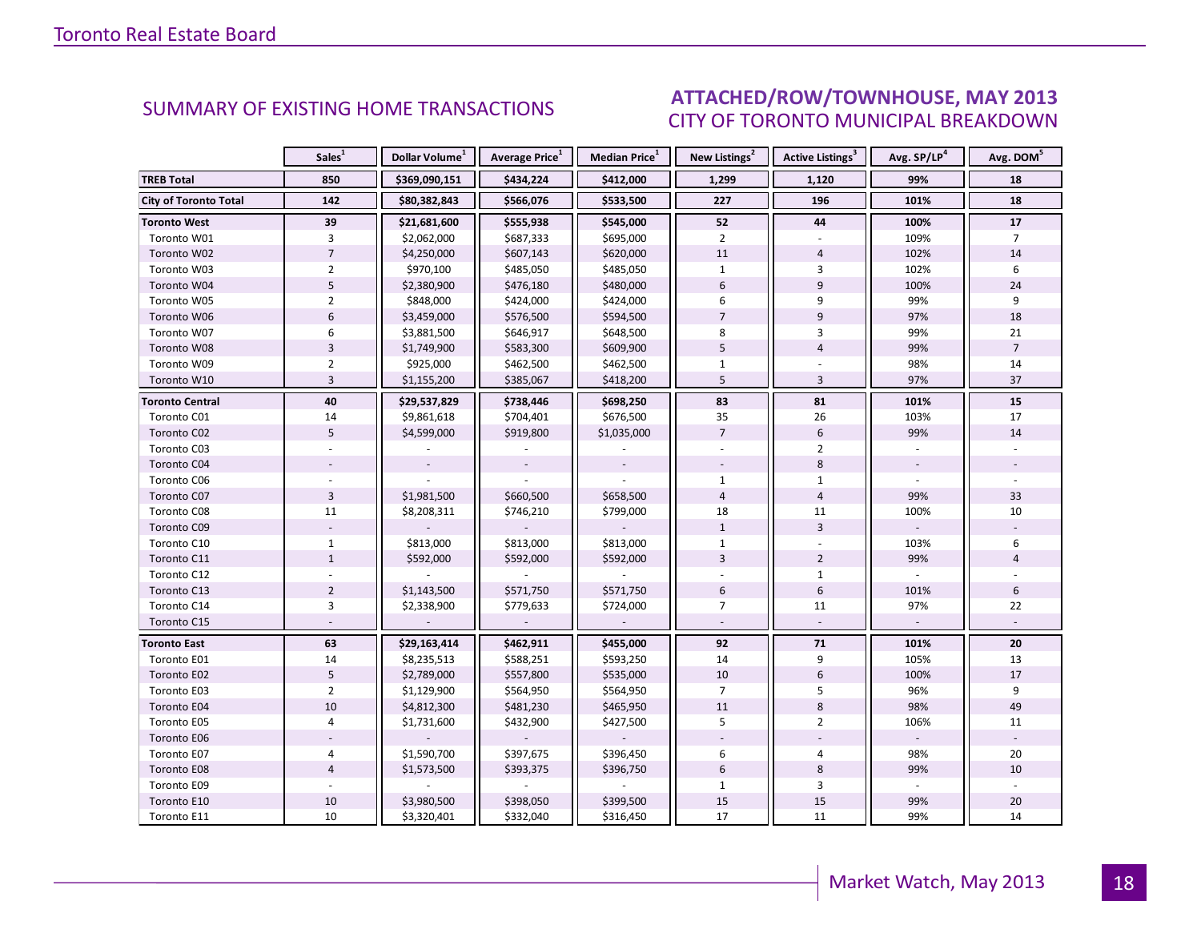## SUMMARY OF EXISTING HOME TRANSACTIONS

## ATTACHED/ROW/TOWNHOUSE, MAY 2013
### CITY OF TORONTO MUNICIPAL BREAKDOWN

| | Sales[1] | Dollar Volume[1] | Average Price[1] | Median Price[1] | New Listings[2] | Active Listings[3] | Avg. SP/LP[4] | Avg. DOM[5] |
|---|---|---|---|---|---|---|---|---|
| **TREB Total** | **850** | **$369,090,151** | **$434,224** | **$412,000** | **1,299** | **1,120** | **99%** | **18** |
| **City of Toronto Total** | **142** | **$80,382,843** | **$566,076** | **$533,500** | **227** | **196** | **101%** | **18** |
| **Toronto West** | **39** | **$21,681,600** | **$555,938** | **$545,000** | **52** | **44** | **100%** | **17** |
| Toronto W01 | 3 | $2,062,000 | $687,333 | $695,000 | 2 | - | 109% | 7 |
| Toronto W02 | 7 | $4,250,000 | $607,143 | $620,000 | 11 | 4 | 102% | 14 |
| Toronto W03 | 2 | $970,100 | $485,050 | $485,050 | 1 | 3 | 102% | 6 |
| Toronto W04 | 5 | $2,380,900 | $476,180 | $480,000 | 6 | 9 | 100% | 24 |
| Toronto W05 | 2 | $848,000 | $424,000 | $424,000 | 6 | 9 | 99% | 9 |
| Toronto W06 | 6 | $3,459,000 | $576,500 | $594,500 | 7 | 9 | 97% | 18 |
| Toronto W07 | 6 | $3,881,500 | $646,917 | $648,500 | 8 | 3 | 99% | 21 |
| Toronto W08 | 3 | $1,749,900 | $583,300 | $609,900 | 5 | 4 | 99% | 7 |
| Toronto W09 | 2 | $925,000 | $462,500 | $462,500 | 1 | - | 98% | 14 |
| Toronto W10 | 3 | $1,155,200 | $385,067 | $418,200 | 5 | 3 | 97% | 37 |
| **Toronto Central** | **40** | **$29,537,829** | **$738,446** | **$698,250** | **83** | **81** | **101%** | **15** |
| Toronto C01 | 14 | $9,861,618 | $704,401 | $676,500 | 35 | 26 | 103% | 17 |
| Toronto C02 | 5 | $4,599,000 | $919,800 | $1,035,000 | 7 | 6 | 99% | 14 |
| Toronto C03 | - | - | - | - | - | 2 | - | - |
| Toronto C04 | - | - | - | - | - | 8 | - | - |
| Toronto C06 | - | - | - | - | 1 | 1 | - | - |
| Toronto C07 | 3 | $1,981,500 | $660,500 | $658,500 | 4 | 4 | 99% | 33 |
| Toronto C08 | 11 | $8,208,311 | $746,210 | $799,000 | 18 | 11 | 100% | 10 |
| Toronto C09 | - | - | - | - | 1 | 3 | - | - |
| Toronto C10 | 1 | $813,000 | $813,000 | $813,000 | 1 | - | 103% | 6 |
| Toronto C11 | 1 | $592,000 | $592,000 | $592,000 | 3 | 2 | 99% | 4 |
| Toronto C12 | - | - | - | - | - | 1 | - | - |
| Toronto C13 | 2 | $1,143,500 | $571,750 | $571,750 | 6 | 6 | 101% | 6 |
| Toronto C14 | 3 | $2,338,900 | $779,633 | $724,000 | 7 | 11 | 97% | 22 |
| Toronto C15 | - | - | - | - | - | - | - | - |
| **Toronto East** | **63** | **$29,163,414** | **$462,911** | **$455,000** | **92** | **71** | **101%** | **20** |
| Toronto E01 | 14 | $8,235,513 | $588,251 | $593,250 | 14 | 9 | 105% | 13 |
| Toronto E02 | 5 | $2,789,000 | $557,800 | $535,000 | 10 | 6 | 100% | 17 |
| Toronto E03 | 2 | $1,129,900 | $564,950 | $564,950 | 7 | 5 | 96% | 9 |
| Toronto E04 | 10 | $4,812,300 | $481,230 | $465,950 | 11 | 8 | 98% | 49 |
| Toronto E05 | 4 | $1,731,600 | $432,900 | $427,500 | 5 | 2 | 106% | 11 |
| Toronto E06 | - | - | - | - | - | - | - | - |
| Toronto E07 | 4 | $1,590,700 | $397,675 | $396,450 | 6 | 4 | 98% | 20 |
| Toronto E08 | 4 | $1,573,500 | $393,375 | $396,750 | 6 | 8 | 99% | 10 |
| Toronto E09 | - | - | - | - | 1 | 3 | - | - |
| Toronto E10 | 10 | $3,980,500 | $398,050 | $399,500 | 15 | 15 | 99% | 20 |
| Toronto E11 | 10 | $3,320,401 | $332,040 | $316,450 | 17 | 11 | 99% | 14 |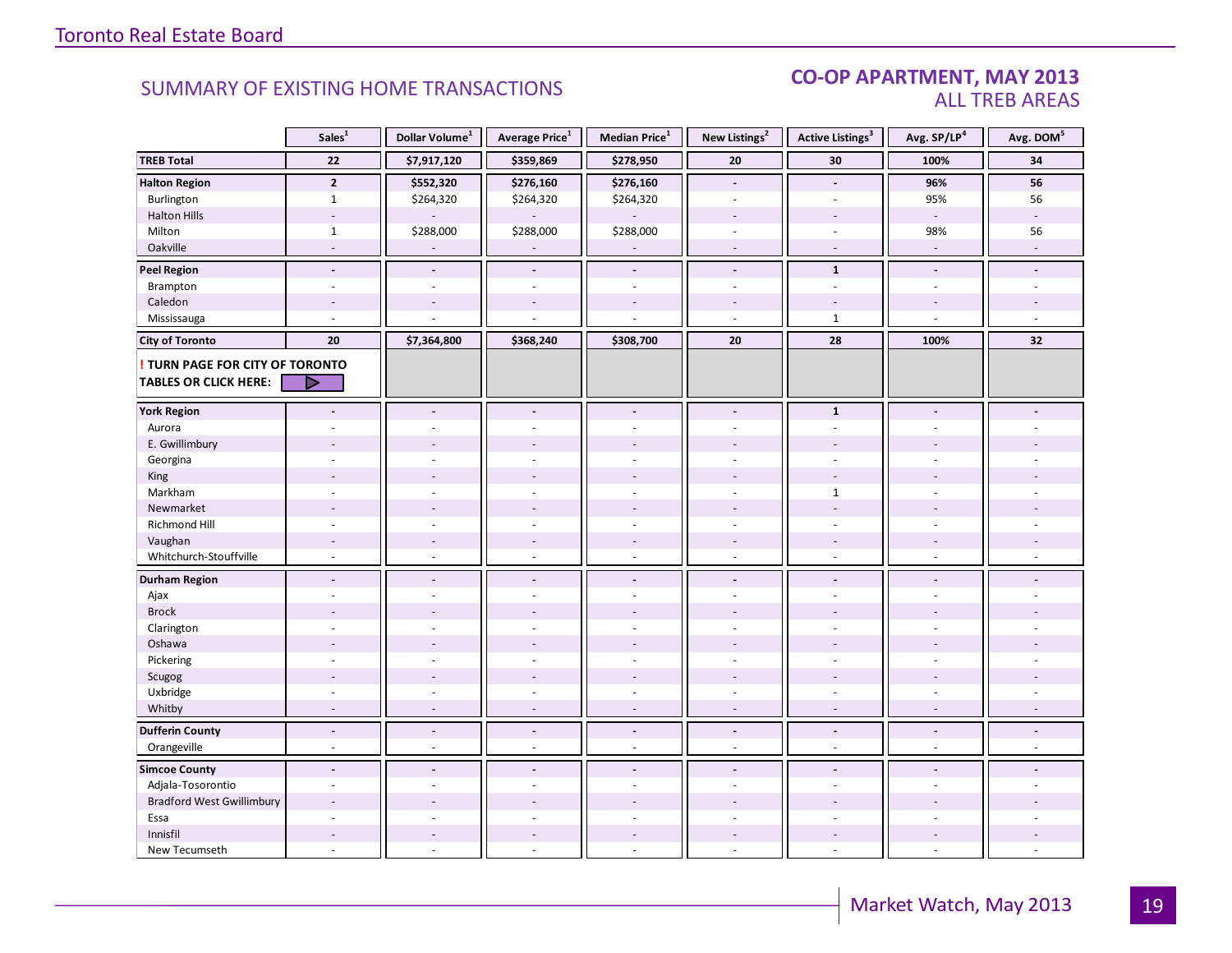## SUMMARY OF EXISTING HOME TRANSACTIONS

## CO-OP APARTMENT, MAY 2013
### ALL TREB AREAS

| | Sales[1] | Dollar Volume[1] | Average Price[1] | Median Price[1] | New Listings[2] | Active Listings[3] | Avg. SP/LP[4] | Avg. DOM[5] |
|---|---|---|---|---|---|---|---|---|
| **TREB Total** | **22** | **$7,917,120** | **$359,869** | **$278,950** | **20** | **30** | **100%** | **34** |
| **Halton Region** | **2** | **$552,320** | **$276,160** | **$276,160** | **-** | **-** | **96%** | **56** |
| Burlington | 1 | $264,320 | $264,320 | $264,320 | - | - | 95% | 56 |
| Halton Hills | - | - | - | - | - | - | - | - |
| Milton | 1 | $288,000 | $288,000 | $288,000 | - | - | 98% | 56 |
| Oakville | - | - | - | - | - | - | - | - |
| **Peel Region** | **-** | **-** | **-** | **-** | **-** | **1** | **-** | **-** |
| Brampton | - | - | - | - | - | - | - | - |
| Caledon | - | - | - | - | - | - | - | - |
| Mississauga | - | - | - | - | - | 1 | - | - |
| **City of Toronto** | **20** | **$7,364,800** | **$368,240** | **$308,700** | **20** | **28** | **100%** | **32** |
| **! TURN PAGE FOR CITY OF TORONTO TABLES OR CLICK HERE:** | | | | | | | | |
| **York Region** | **-** | **-** | **-** | **-** | **-** | **1** | **-** | **-** |
| Aurora | - | - | - | - | - | - | - | - |
| E. Gwillimbury | - | - | - | - | - | - | - | - |
| Georgina | - | - | - | - | - | - | - | - |
| King | - | - | - | - | - | - | - | - |
| Markham | - | - | - | - | - | 1 | - | - |
| Newmarket | - | - | - | - | - | - | - | - |
| Richmond Hill | - | - | - | - | - | - | - | - |
| Vaughan | - | - | - | - | - | - | - | - |
| Whitchurch-Stouffville | - | - | - | - | - | - | - | - |
| **Durham Region** | **-** | **-** | **-** | **-** | **-** | **-** | **-** | **-** |
| Ajax | - | - | - | - | - | - | - | - |
| Brock | - | - | - | - | - | - | - | - |
| Clarington | - | - | - | - | - | - | - | - |
| Oshawa | - | - | - | - | - | - | - | - |
| Pickering | - | - | - | - | - | - | - | - |
| Scugog | - | - | - | - | - | - | - | - |
| Uxbridge | - | - | - | - | - | - | - | - |
| Whitby | - | - | - | - | - | - | - | - |
| **Dufferin County** | **-** | **-** | **-** | **-** | **-** | **-** | **-** | **-** |
| Orangeville | - | - | - | - | - | - | - | - |
| **Simcoe County** | **-** | **-** | **-** | **-** | **-** | **-** | **-** | **-** |
| Adjala-Tosorontio | - | - | - | - | - | - | - | - |
| Bradford West Gwillimbury | - | - | - | - | - | - | - | - |
| Essa | - | - | - | - | - | - | - | - |
| Innisfil | - | - | - | - | - | - | - | - |
| New Tecumseth | - | - | - | - | - | - | - | - |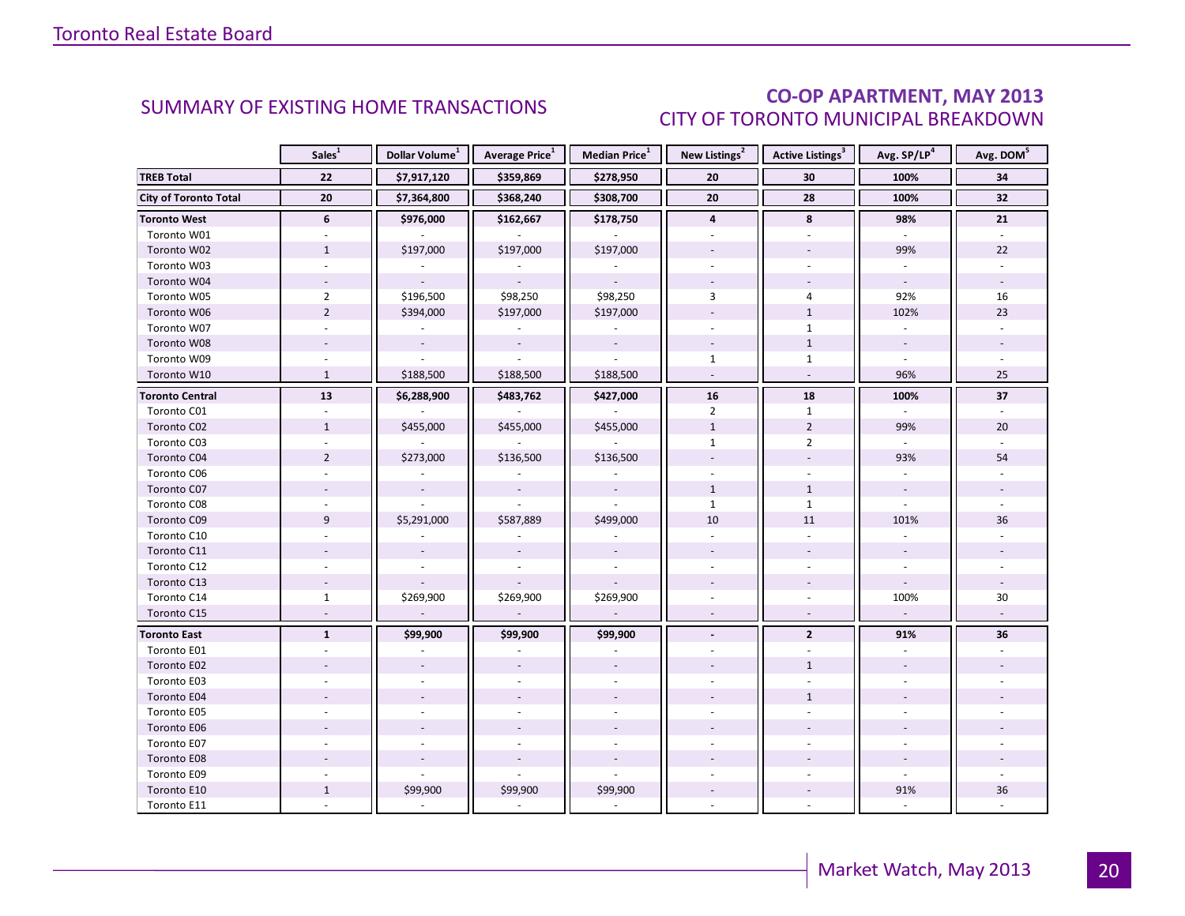## SUMMARY OF EXISTING HOME TRANSACTIONS

## CO-OP APARTMENT, MAY 2013
### CITY OF TORONTO MUNICIPAL BREAKDOWN

| | Sales[1] | Dollar Volume[1] | Average Price[1] | Median Price[1] | New Listings[2] | Active Listings[3] | Avg. SP/LP[4] | Avg. DOM[5] |
|---|---|---|---|---|---|---|---|---|
| **TREB Total** | **22** | **$7,917,120** | **$359,869** | **$278,950** | **20** | **30** | **100%** | **34** |
| **City of Toronto Total** | **20** | **$7,364,800** | **$368,240** | **$308,700** | **20** | **28** | **100%** | **32** |
| **Toronto West** | **6** | **$976,000** | **$162,667** | **$178,750** | **4** | **8** | **98%** | **21** |
| Toronto W01 | - | - | - | - | - | - | - | - |
| Toronto W02 | 1 | $197,000 | $197,000 | $197,000 | - | - | 99% | 22 |
| Toronto W03 | - | - | - | - | - | - | - | - |
| Toronto W04 | - | - | - | - | - | - | - | - |
| Toronto W05 | 2 | $196,500 | $98,250 | $98,250 | 3 | 4 | 92% | 16 |
| Toronto W06 | 2 | $394,000 | $197,000 | $197,000 | - | 1 | 102% | 23 |
| Toronto W07 | - | - | - | - | - | 1 | - | - |
| Toronto W08 | - | - | - | - | - | 1 | - | - |
| Toronto W09 | - | - | - | - | 1 | 1 | - | - |
| Toronto W10 | 1 | $188,500 | $188,500 | $188,500 | - | - | 96% | 25 |
| **Toronto Central** | **13** | **$6,288,900** | **$483,762** | **$427,000** | **16** | **18** | **100%** | **37** |
| Toronto C01 | - | - | - | - | 2 | 1 | - | - |
| Toronto C02 | 1 | $455,000 | $455,000 | $455,000 | 1 | 2 | 99% | 20 |
| Toronto C03 | - | - | - | - | 1 | 2 | - | - |
| Toronto C04 | 2 | $273,000 | $136,500 | $136,500 | - | - | 93% | 54 |
| Toronto C06 | - | - | - | - | - | - | - | - |
| Toronto C07 | - | - | - | - | 1 | 1 | - | - |
| Toronto C08 | - | - | - | - | 1 | 1 | - | - |
| Toronto C09 | 9 | $5,291,000 | $587,889 | $499,000 | 10 | 11 | 101% | 36 |
| Toronto C10 | - | - | - | - | - | - | - | - |
| Toronto C11 | - | - | - | - | - | - | - | - |
| Toronto C12 | - | - | - | - | - | - | - | - |
| Toronto C13 | - | - | - | - | - | - | - | - |
| Toronto C14 | 1 | $269,900 | $269,900 | $269,900 | - | - | 100% | 30 |
| Toronto C15 | - | - | - | - | - | - | - | - |
| **Toronto East** | **1** | **$99,900** | **$99,900** | **$99,900** | **-** | **2** | **91%** | **36** |
| Toronto E01 | - | - | - | - | - | - | - | - |
| Toronto E02 | - | - | - | - | - | 1 | - | - |
| Toronto E03 | - | - | - | - | - | - | - | - |
| Toronto E04 | - | - | - | - | - | 1 | - | - |
| Toronto E05 | - | - | - | - | - | - | - | - |
| Toronto E06 | - | - | - | - | - | - | - | - |
| Toronto E07 | - | - | - | - | - | - | - | - |
| Toronto E08 | - | - | - | - | - | - | - | - |
| Toronto E09 | - | - | - | - | - | - | - | - |
| Toronto E10 | 1 | $99,900 | $99,900 | $99,900 | - | - | 91% | 36 |
| Toronto E11 | - | - | - | - | - | - | - | - |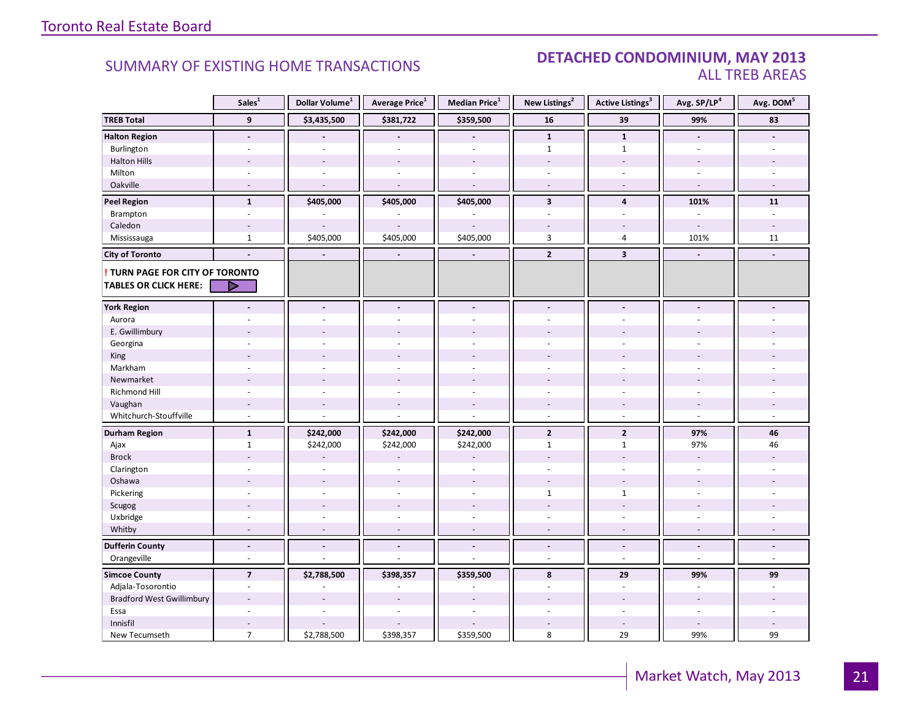Toronto Real Estate Board

## SUMMARY OF EXISTING HOME TRANSACTIONS

## DETACHED CONDOMINIUM, MAY 2013
### ALL TREB AREAS

| | Sales[1] | Dollar Volume[1] | Average Price[1] | Median Price[1] | New Listings[2] | Active Listings[3] | Avg. SP/LP[4] | Avg. DOM[5] |
|---|---|---|---|---|---|---|---|---|
| **TREB Total** | **9** | **$3,435,500** | **$381,722** | **$359,500** | **16** | **39** | **99%** | **83** |
| **Halton Region** | **-** | **-** | **-** | **-** | **1** | **1** | **-** | **-** |
| Burlington | - | - | - | - | 1 | 1 | - | - |
| Halton Hills | - | - | - | - | - | - | - | - |
| Milton | - | - | - | - | - | - | - | - |
| Oakville | - | - | - | - | - | - | - | - |
| **Peel Region** | **1** | **$405,000** | **$405,000** | **$405,000** | **3** | **4** | **101%** | **11** |
| Brampton | - | - | - | - | - | - | - | - |
| Caledon | - | - | - | - | - | - | - | - |
| Mississauga | 1 | $405,000 | $405,000 | $405,000 | 3 | 4 | 101% | 11 |
| **City of Toronto** | **-** | **-** | **-** | **-** | **2** | **3** | **-** | **-** |
| **! TURN PAGE FOR CITY OF TORONTO TABLES OR CLICK HERE:** | | | | | | | | |
| **York Region** | **-** | **-** | **-** | **-** | **-** | **-** | **-** | **-** |
| Aurora | - | - | - | - | - | - | - | - |
| E. Gwillimbury | - | - | - | - | - | - | - | - |
| Georgina | - | - | - | - | - | - | - | - |
| King | - | - | - | - | - | - | - | - |
| Markham | - | - | - | - | - | - | - | - |
| Newmarket | - | - | - | - | - | - | - | - |
| Richmond Hill | - | - | - | - | - | - | - | - |
| Vaughan | - | - | - | - | - | - | - | - |
| Whitchurch-Stouffville | - | - | - | - | - | - | - | - |
| **Durham Region** | **1** | **$242,000** | **$242,000** | **$242,000** | **2** | **2** | **97%** | **46** |
| Ajax | 1 | $242,000 | $242,000 | $242,000 | 1 | 1 | 97% | 46 |
| Brock | - | - | - | - | - | - | - | - |
| Clarington | - | - | - | - | - | - | - | - |
| Oshawa | - | - | - | - | - | - | - | - |
| Pickering | - | - | - | - | 1 | 1 | - | - |
| Scugog | - | - | - | - | - | - | - | - |
| Uxbridge | - | - | - | - | - | - | - | - |
| Whitby | - | - | - | - | - | - | - | - |
| **Dufferin County** | **-** | **-** | **-** | **-** | **-** | **-** | **-** | **-** |
| Orangeville | - | - | - | - | - | - | - | - |
| **Simcoe County** | **7** | **$2,788,500** | **$398,357** | **$359,500** | **8** | **29** | **99%** | **99** |
| Adjala-Tosorontio | - | - | - | - | - | - | - | - |
| Bradford West Gwillimbury | - | - | - | - | - | - | - | - |
| Essa | - | - | - | - | - | - | - | - |
| Innisfil | - | - | - | - | - | - | - | - |
| New Tecumseth | 7 | $2,788,500 | $398,357 | $359,500 | 8 | 29 | 99% | 99 |

Market Watch, May 2013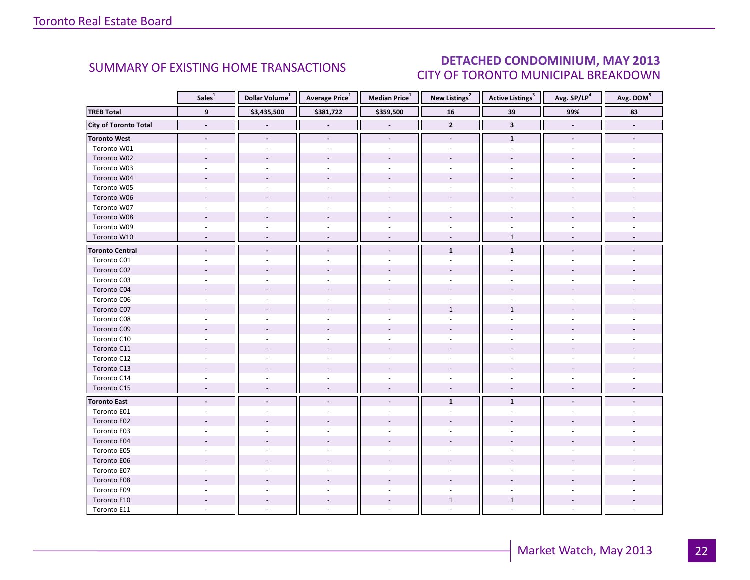## SUMMARY OF EXISTING HOME TRANSACTIONS

## DETACHED CONDOMINIUM, MAY 2013
### CITY OF TORONTO MUNICIPAL BREAKDOWN

| | Sales[1] | Dollar Volume[1] | Average Price[1] | Median Price[1] | New Listings[2] | Active Listings[3] | Avg. SP/LP[4] | Avg. DOM[5] |
|---|---|---|---|---|---|---|---|---|
| **TREB Total** | **9** | **$3,435,500** | **$381,722** | **$359,500** | **16** | **39** | **99%** | **83** |
| **City of Toronto Total** | **-** | **-** | **-** | **-** | **2** | **3** | **-** | **-** |
| **Toronto West** | **-** | **-** | **-** | **-** | **-** | **1** | **-** | **-** |
| Toronto W01 | - | - | - | - | - | - | - | - |
| Toronto W02 | - | - | - | - | - | - | - | - |
| Toronto W03 | - | - | - | - | - | - | - | - |
| Toronto W04 | - | - | - | - | - | - | - | - |
| Toronto W05 | - | - | - | - | - | - | - | - |
| Toronto W06 | - | - | - | - | - | - | - | - |
| Toronto W07 | - | - | - | - | - | - | - | - |
| Toronto W08 | - | - | - | - | - | - | - | - |
| Toronto W09 | - | - | - | - | - | - | - | - |
| Toronto W10 | - | - | - | - | - | 1 | - | - |
| **Toronto Central** | **-** | **-** | **-** | **-** | **1** | **1** | **-** | **-** |
| Toronto C01 | - | - | - | - | - | - | - | - |
| Toronto C02 | - | - | - | - | - | - | - | - |
| Toronto C03 | - | - | - | - | - | - | - | - |
| Toronto C04 | - | - | - | - | - | - | - | - |
| Toronto C06 | - | - | - | - | - | - | - | - |
| Toronto C07 | - | - | - | - | 1 | 1 | - | - |
| Toronto C08 | - | - | - | - | - | - | - | - |
| Toronto C09 | - | - | - | - | - | - | - | - |
| Toronto C10 | - | - | - | - | - | - | - | - |
| Toronto C11 | - | - | - | - | - | - | - | - |
| Toronto C12 | - | - | - | - | - | - | - | - |
| Toronto C13 | - | - | - | - | - | - | - | - |
| Toronto C14 | - | - | - | - | - | - | - | - |
| Toronto C15 | - | - | - | - | - | - | - | - |
| **Toronto East** | **-** | **-** | **-** | **-** | **1** | **1** | **-** | **-** |
| Toronto E01 | - | - | - | - | - | - | - | - |
| Toronto E02 | - | - | - | - | - | - | - | - |
| Toronto E03 | - | - | - | - | - | - | - | - |
| Toronto E04 | - | - | - | - | - | - | - | - |
| Toronto E05 | - | - | - | - | - | - | - | - |
| Toronto E06 | - | - | - | - | - | - | - | - |
| Toronto E07 | - | - | - | - | - | - | - | - |
| Toronto E08 | - | - | - | - | - | - | - | - |
| Toronto E09 | - | - | - | - | - | - | - | - |
| Toronto E10 | - | - | - | - | 1 | 1 | - | - |
| Toronto E11 | - | - | - | - | - | - | - | - |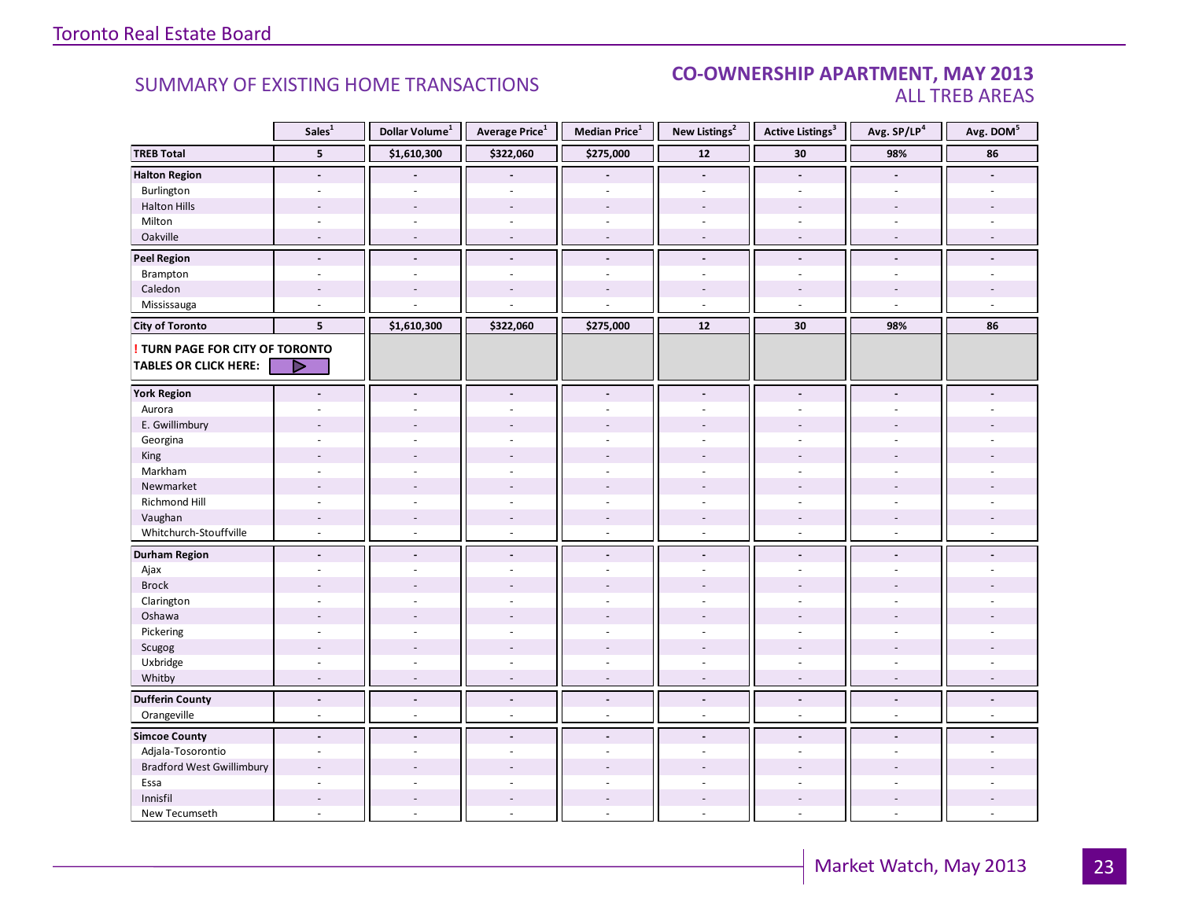## SUMMARY OF EXISTING HOME TRANSACTIONS

## CO-OWNERSHIP APARTMENT, MAY 2013
### ALL TREB AREAS

| | Sales[1] | Dollar Volume[1] | Average Price[1] | Median Price[1] | New Listings[2] | Active Listings[3] | Avg. SP/LP[4] | Avg. DOM[5] |
|---|---|---|---|---|---|---|---|---|
| **TREB Total** | **5** | **$1,610,300** | **$322,060** | **$275,000** | **12** | **30** | **98%** | **86** |
| **Halton Region** | **-** | **-** | **-** | **-** | **-** | **-** | **-** | **-** |
| Burlington | - | - | - | - | - | - | - | - |
| Halton Hills | - | - | - | - | - | - | - | - |
| Milton | - | - | - | - | - | - | - | - |
| Oakville | - | - | - | - | - | - | - | - |
| **Peel Region** | **-** | **-** | **-** | **-** | **-** | **-** | **-** | **-** |
| Brampton | - | - | - | - | - | - | - | - |
| Caledon | - | - | - | - | - | - | - | - |
| Mississauga | - | - | - | - | - | - | - | - |
| **City of Toronto** | **5** | **$1,610,300** | **$322,060** | **$275,000** | **12** | **30** | **98%** | **86** |
| **! TURN PAGE FOR CITY OF TORONTO TABLES OR CLICK HERE:** | | | | | | | | |
| **York Region** | **-** | **-** | **-** | **-** | **-** | **-** | **-** | **-** |
| Aurora | - | - | - | - | - | - | - | - |
| E. Gwillimbury | - | - | - | - | - | - | - | - |
| Georgina | - | - | - | - | - | - | - | - |
| King | - | - | - | - | - | - | - | - |
| Markham | - | - | - | - | - | - | - | - |
| Newmarket | - | - | - | - | - | - | - | - |
| Richmond Hill | - | - | - | - | - | - | - | - |
| Vaughan | - | - | - | - | - | - | - | - |
| Whitchurch-Stouffville | - | - | - | - | - | - | - | - |
| **Durham Region** | **-** | **-** | **-** | **-** | **-** | **-** | **-** | **-** |
| Ajax | - | - | - | - | - | - | - | - |
| Brock | - | - | - | - | - | - | - | - |
| Clarington | - | - | - | - | - | - | - | - |
| Oshawa | - | - | - | - | - | - | - | - |
| Pickering | - | - | - | - | - | - | - | - |
| Scugog | - | - | - | - | - | - | - | - |
| Uxbridge | - | - | - | - | - | - | - | - |
| Whitby | - | - | - | - | - | - | - | - |
| **Dufferin County** | **-** | **-** | **-** | **-** | **-** | **-** | **-** | **-** |
| Orangeville | - | - | - | - | - | - | - | - |
| **Simcoe County** | **-** | **-** | **-** | **-** | **-** | **-** | **-** | **-** |
| Adjala-Tosorontio | - | - | - | - | - | - | - | - |
| Bradford West Gwillimbury | - | - | - | - | - | - | - | - |
| Essa | - | - | - | - | - | - | - | - |
| Innisfil | - | - | - | - | - | - | - | - |
| New Tecumseth | - | - | - | - | - | - | - | - |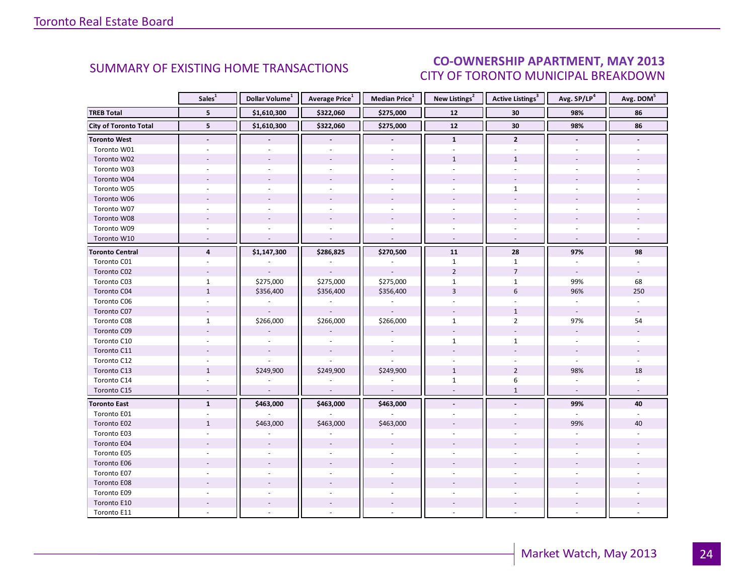## SUMMARY OF EXISTING HOME TRANSACTIONS

## CO-OWNERSHIP APARTMENT, MAY 2013
## CITY OF TORONTO MUNICIPAL BREAKDOWN

| | Sales[1] | Dollar Volume[1] | Average Price[1] | Median Price[1] | New Listings[2] | Active Listings[3] | Avg. SP/LP[4] | Avg. DOM[5] |
|---|---|---|---|---|---|---|---|---|
| **TREB Total** | **5** | **$1,610,300** | **$322,060** | **$275,000** | **12** | **30** | **98%** | **86** |
| **City of Toronto Total** | **5** | **$1,610,300** | **$322,060** | **$275,000** | **12** | **30** | **98%** | **86** |
| **Toronto West** | **-** | **-** | **-** | **-** | **1** | **2** | **-** | **-** |
| Toronto W01 | - | - | - | - | - | - | - | - |
| Toronto W02 | - | - | - | - | 1 | 1 | - | - |
| Toronto W03 | - | - | - | - | - | - | - | - |
| Toronto W04 | - | - | - | - | - | - | - | - |
| Toronto W05 | - | - | - | - | - | 1 | - | - |
| Toronto W06 | - | - | - | - | - | - | - | - |
| Toronto W07 | - | - | - | - | - | - | - | - |
| Toronto W08 | - | - | - | - | - | - | - | - |
| Toronto W09 | - | - | - | - | - | - | - | - |
| Toronto W10 | - | - | - | - | - | - | - | - |
| **Toronto Central** | **4** | **$1,147,300** | **$286,825** | **$270,500** | **11** | **28** | **97%** | **98** |
| Toronto C01 | - | - | - | - | 1 | 1 | - | - |
| Toronto C02 | - | - | - | - | 2 | 7 | - | - |
| Toronto C03 | 1 | $275,000 | $275,000 | $275,000 | 1 | 1 | 99% | 68 |
| Toronto C04 | 1 | $356,400 | $356,400 | $356,400 | 3 | 6 | 96% | 250 |
| Toronto C06 | - | - | - | - | - | - | - | - |
| Toronto C07 | - | - | - | - | - | 1 | - | - |
| Toronto C08 | 1 | $266,000 | $266,000 | $266,000 | 1 | 2 | 97% | 54 |
| Toronto C09 | - | - | - | - | - | - | - | - |
| Toronto C10 | - | - | - | - | 1 | 1 | - | - |
| Toronto C11 | - | - | - | - | - | - | - | - |
| Toronto C12 | - | - | - | - | - | - | - | - |
| Toronto C13 | 1 | $249,900 | $249,900 | $249,900 | 1 | 2 | 98% | 18 |
| Toronto C14 | - | - | - | - | 1 | 6 | - | - |
| Toronto C15 | - | - | - | - | - | 1 | - | - |
| **Toronto East** | **1** | **$463,000** | **$463,000** | **$463,000** | **-** | **-** | **99%** | **40** |
| Toronto E01 | - | - | - | - | - | - | - | - |
| Toronto E02 | 1 | $463,000 | $463,000 | $463,000 | - | - | 99% | 40 |
| Toronto E03 | - | - | - | - | - | - | - | - |
| Toronto E04 | - | - | - | - | - | - | - | - |
| Toronto E05 | - | - | - | - | - | - | - | - |
| Toronto E06 | - | - | - | - | - | - | - | - |
| Toronto E07 | - | - | - | - | - | - | - | - |
| Toronto E08 | - | - | - | - | - | - | - | - |
| Toronto E09 | - | - | - | - | - | - | - | - |
| Toronto E10 | - | - | - | - | - | - | - | - |
| Toronto E11 | - | - | - | - | - | - | - | - |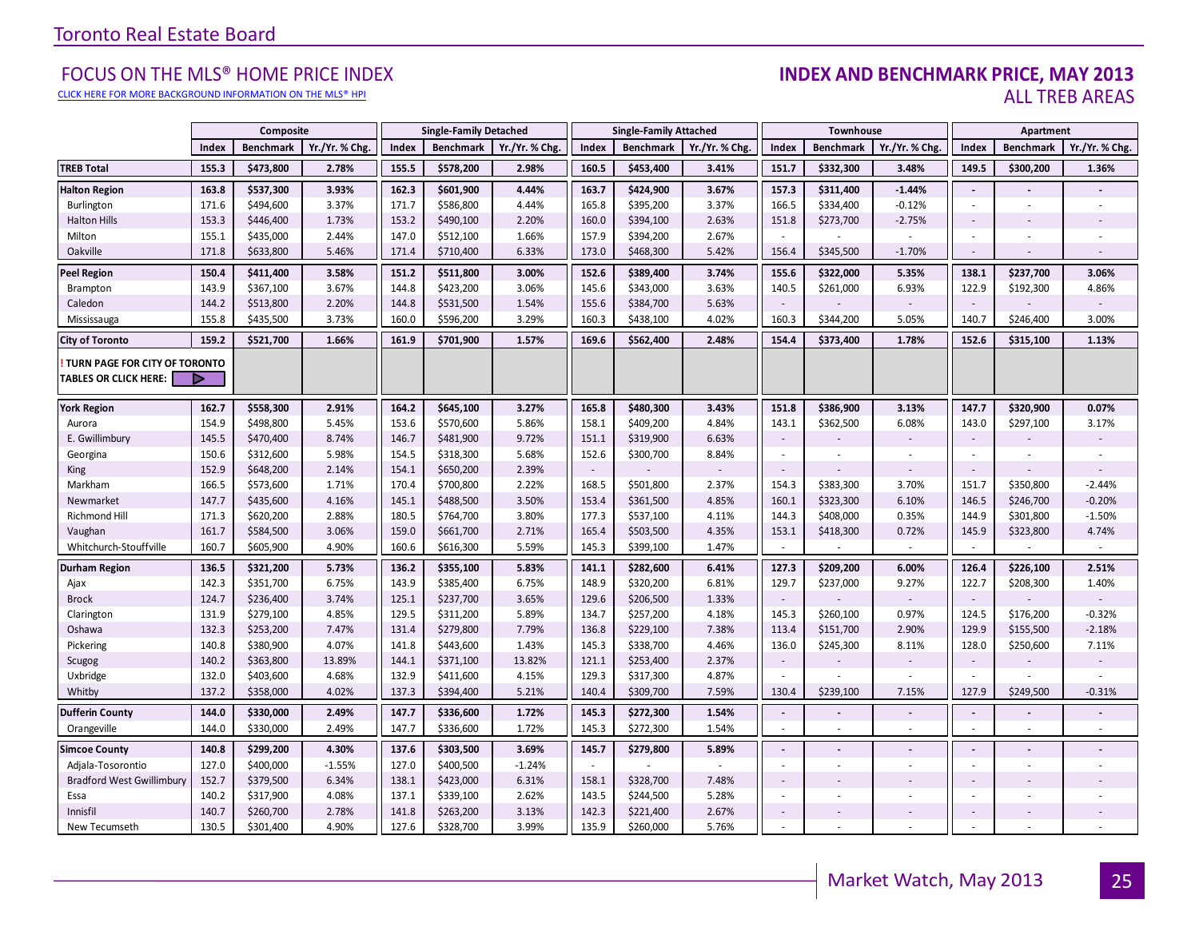Toronto Real Estate Board

## FOCUS ON THE MLS® HOME PRICE INDEX

CLICK HERE FOR MORE BACKGROUND INFORMATION ON THE MLS® HPI

## INDEX AND BENCHMARK PRICE, MAY 2013
### ALL TREB AREAS

| | Composite | | | Single-Family Detached | | | Single-Family Attached | | | Townhouse | | | Apartment | | |
|---|---|---|---|---|---|---|---|---|---|---|---|---|---|---|---|
| | Index | Benchmark | Yr./Yr. % Chg. | Index | Benchmark | Yr./Yr. % Chg. | Index | Benchmark | Yr./Yr. % Chg. | Index | Benchmark | Yr./Yr. % Chg. | Index | Benchmark | Yr./Yr. % Chg. |
| **TREB Total** | **155.3** | **$473,800** | **2.78%** | **155.5** | **$578,200** | **2.98%** | **160.5** | **$453,400** | **3.41%** | **151.7** | **$332,300** | **3.48%** | **149.5** | **$300,200** | **1.36%** |
| **Halton Region** | **163.8** | **$537,300** | **3.93%** | **162.3** | **$601,900** | **4.44%** | **163.7** | **$424,900** | **3.67%** | **157.3** | **$311,400** | **-1.44%** | **-** | **-** | **-** |
| Burlington | 171.6 | $494,600 | 3.37% | 171.7 | $586,800 | 4.44% | 165.8 | $395,200 | 3.37% | 166.5 | $334,400 | -0.12% | - | - | - |
| Halton Hills | 153.3 | $446,400 | 1.73% | 153.2 | $490,100 | 2.20% | 160.0 | $394,100 | 2.63% | 151.8 | $273,700 | -2.75% | - | - | - |
| Milton | 155.1 | $435,000 | 2.44% | 147.0 | $512,100 | 1.66% | 157.9 | $394,200 | 2.67% | - | - | - | - | - | - |
| Oakville | 171.8 | $633,800 | 5.46% | 171.4 | $710,400 | 6.33% | 173.0 | $468,300 | 5.42% | 156.4 | $345,500 | -1.70% | - | - | - |
| **Peel Region** | **150.4** | **$411,400** | **3.58%** | **151.2** | **$511,800** | **3.00%** | **152.6** | **$389,400** | **3.74%** | **155.6** | **$322,000** | **5.35%** | **138.1** | **$237,700** | **3.06%** |
| Brampton | 143.9 | $367,100 | 3.67% | 144.8 | $423,200 | 3.06% | 145.6 | $343,000 | 3.63% | 140.5 | $261,000 | 6.93% | 122.9 | $192,300 | 4.86% |
| Caledon | 144.2 | $513,800 | 2.20% | 144.8 | $531,500 | 1.54% | 155.6 | $384,700 | 5.63% | - | - | - | - | - | - |
| Mississauga | 155.8 | $435,500 | 3.73% | 160.0 | $596,200 | 3.29% | 160.3 | $438,100 | 4.02% | 160.3 | $344,200 | 5.05% | 140.7 | $246,400 | 3.00% |
| **City of Toronto** | **159.2** | **$521,700** | **1.66%** | **161.9** | **$701,900** | **1.57%** | **169.6** | **$562,400** | **2.48%** | **154.4** | **$373,400** | **1.78%** | **152.6** | **$315,100** | **1.13%** |
| **! TURN PAGE FOR CITY OF TORONTO TABLES OR CLICK HERE:** | | | | | | | | | | | | | | | |
| **York Region** | **162.7** | **$558,300** | **2.91%** | **164.2** | **$645,100** | **3.27%** | **165.8** | **$480,300** | **3.43%** | **151.8** | **$386,900** | **3.13%** | **147.7** | **$320,900** | **0.07%** |
| Aurora | 154.9 | $498,800 | 5.45% | 153.6 | $570,600 | 5.86% | 158.1 | $409,200 | 4.84% | 143.1 | $362,500 | 6.08% | 143.0 | $297,100 | 3.17% |
| E. Gwillimbury | 145.5 | $470,400 | 8.74% | 146.7 | $481,900 | 9.72% | 151.1 | $319,900 | 6.63% | - | - | - | - | - | - |
| Georgina | 150.6 | $312,600 | 5.98% | 154.5 | $318,300 | 5.68% | 152.6 | $300,700 | 8.84% | - | - | - | - | - | - |
| King | 152.9 | $648,200 | 2.14% | 154.1 | $650,200 | 2.39% | - | - | - | - | - | - | - | - | - |
| Markham | 166.5 | $573,600 | 1.71% | 170.4 | $700,800 | 2.22% | 168.5 | $501,800 | 2.37% | 154.3 | $383,300 | 3.70% | 151.7 | $350,800 | -2.44% |
| Newmarket | 147.7 | $435,600 | 4.16% | 145.1 | $488,500 | 3.50% | 153.4 | $361,500 | 4.85% | 160.1 | $323,300 | 6.10% | 146.5 | $246,700 | -0.20% |
| Richmond Hill | 171.3 | $620,200 | 2.88% | 180.5 | $764,700 | 3.80% | 177.3 | $537,100 | 4.11% | 144.3 | $408,000 | 0.35% | 144.9 | $301,800 | -1.50% |
| Vaughan | 161.7 | $584,500 | 3.06% | 159.0 | $661,700 | 2.71% | 165.4 | $503,500 | 4.35% | 153.1 | $418,300 | 0.72% | 145.9 | $323,800 | 4.74% |
| Whitchurch-Stouffville | 160.7 | $605,900 | 4.90% | 160.6 | $616,300 | 5.59% | 145.3 | $399,100 | 1.47% | - | - | - | - | - | - |
| **Durham Region** | **136.5** | **$321,200** | **5.73%** | **136.2** | **$355,100** | **5.83%** | **141.1** | **$282,600** | **6.41%** | **127.3** | **$209,200** | **6.00%** | **126.4** | **$226,100** | **2.51%** |
| Ajax | 142.3 | $351,700 | 6.75% | 143.9 | $385,400 | 6.75% | 148.9 | $320,200 | 6.81% | 129.7 | $237,000 | 9.27% | 122.7 | $208,300 | 1.40% |
| Brock | 124.7 | $236,400 | 3.74% | 125.1 | $237,700 | 3.65% | 129.6 | $206,500 | 1.33% | - | - | - | - | - | - |
| Clarington | 131.9 | $279,100 | 4.85% | 129.5 | $311,200 | 5.89% | 134.7 | $257,200 | 4.18% | 145.3 | $260,100 | 0.97% | 124.5 | $176,200 | -0.32% |
| Oshawa | 132.3 | $253,200 | 7.47% | 131.4 | $279,800 | 7.79% | 136.8 | $229,100 | 7.38% | 113.4 | $151,700 | 2.90% | 129.9 | $155,500 | -2.18% |
| Pickering | 140.8 | $380,900 | 4.07% | 141.8 | $443,600 | 1.43% | 145.3 | $338,700 | 4.46% | 136.0 | $245,300 | 8.11% | 128.0 | $250,600 | 7.11% |
| Scugog | 140.2 | $363,800 | 13.89% | 144.1 | $371,100 | 13.82% | 121.1 | $253,400 | 2.37% | - | - | - | - | - | - |
| Uxbridge | 132.0 | $403,600 | 4.68% | 132.9 | $411,600 | 4.15% | 129.3 | $317,300 | 4.87% | - | - | - | - | - | - |
| Whitby | 137.2 | $358,000 | 4.02% | 137.3 | $394,400 | 5.21% | 140.4 | $309,700 | 7.59% | 130.4 | $239,100 | 7.15% | 127.9 | $249,500 | -0.31% |
| **Dufferin County** | **144.0** | **$330,000** | **2.49%** | **147.7** | **$336,600** | **1.72%** | **145.3** | **$272,300** | **1.54%** | **-** | **-** | **-** | **-** | **-** | **-** |
| Orangeville | 144.0 | $330,000 | 2.49% | 147.7 | $336,600 | 1.72% | 145.3 | $272,300 | 1.54% | - | - | - | - | - | - |
| **Simcoe County** | **140.8** | **$299,200** | **4.30%** | **137.6** | **$303,500** | **3.69%** | **145.7** | **$279,800** | **5.89%** | **-** | **-** | **-** | **-** | **-** | **-** |
| Adjala-Tosorontio | 127.0 | $400,000 | -1.55% | 127.0 | $400,500 | -1.24% | - | - | - | - | - | - | - | - | - |
| Bradford West Gwillimbury | 152.7 | $379,500 | 6.34% | 138.1 | $423,000 | 6.31% | 158.1 | $328,700 | 7.48% | - | - | - | - | - | - |
| Essa | 140.2 | $317,900 | 4.08% | 137.1 | $339,100 | 2.62% | 143.5 | $244,500 | 5.28% | - | - | - | - | - | - |
| Innisfil | 140.7 | $260,700 | 2.78% | 141.8 | $263,200 | 3.13% | 142.3 | $221,400 | 2.67% | - | - | - | - | - | - |
| New Tecumseth | 130.5 | $301,400 | 4.90% | 127.6 | $328,700 | 3.99% | 135.9 | $260,000 | 5.76% | - | - | - | - | - | - |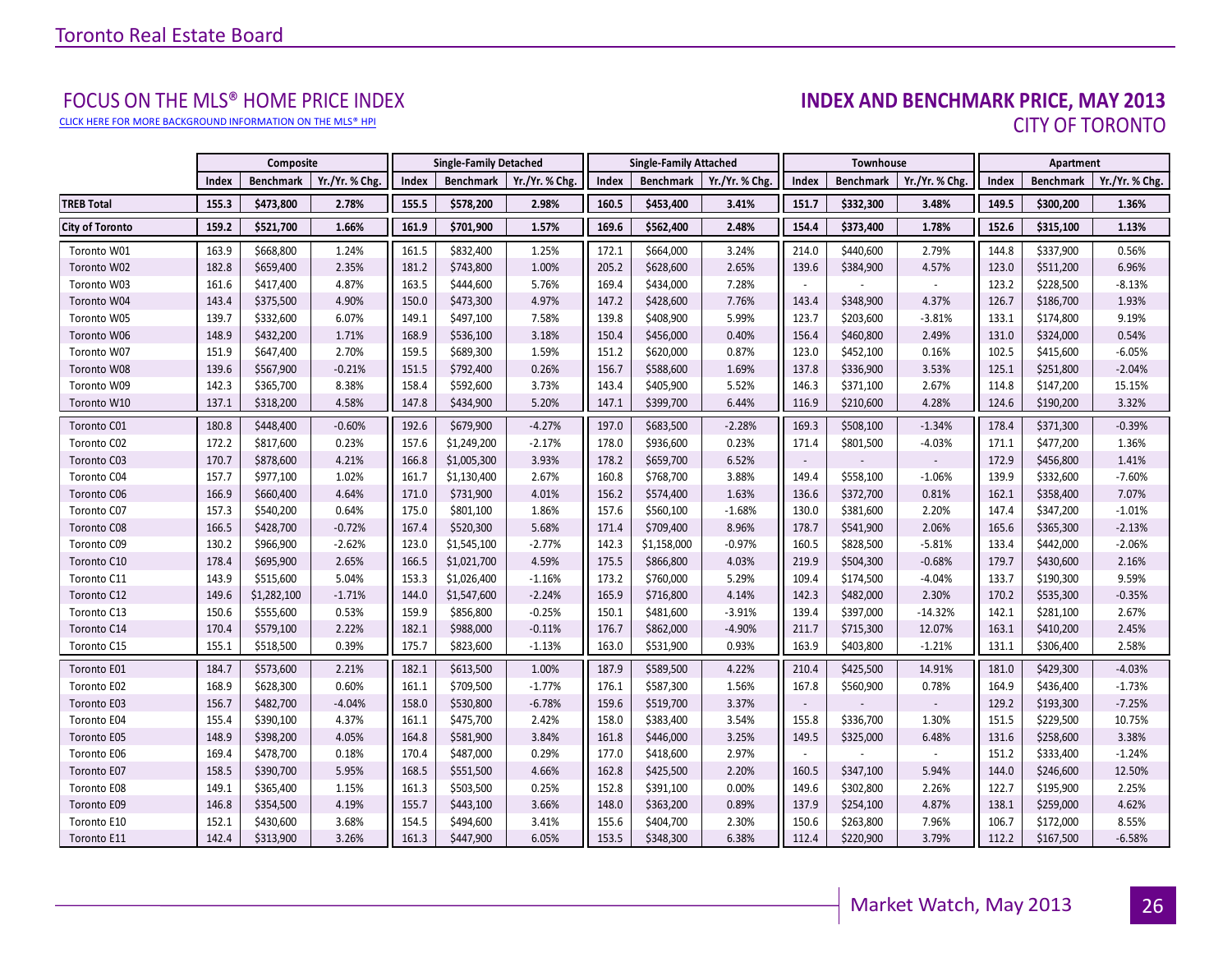Toronto Real Estate Board

## FOCUS ON THE MLS® HOME PRICE INDEX

CLICK HERE FOR MORE BACKGROUND INFORMATION ON THE MLS® HPI

## INDEX AND BENCHMARK PRICE, MAY 2013

### CITY OF TORONTO

| | Composite | | | Single-Family Detached | | | Single-Family Attached | | | Townhouse | | | Apartment | | |
|---|---|---|---|---|---|---|---|---|---|---|---|---|---|---|---|
| | Index | Benchmark | Yr./Yr. % Chg. | Index | Benchmark | Yr./Yr. % Chg. | Index | Benchmark | Yr./Yr. % Chg. | Index | Benchmark | Yr./Yr. % Chg. | Index | Benchmark | Yr./Yr. % Chg. |
| **TREB Total** | **155.3** | **$473,800** | **2.78%** | **155.5** | **$578,200** | **2.98%** | **160.5** | **$453,400** | **3.41%** | **151.7** | **$332,300** | **3.48%** | **149.5** | **$300,200** | **1.36%** |
| **City of Toronto** | **159.2** | **$521,700** | **1.66%** | **161.9** | **$701,900** | **1.57%** | **169.6** | **$562,400** | **2.48%** | **154.4** | **$373,400** | **1.78%** | **152.6** | **$315,100** | **1.13%** |
| Toronto W01 | 163.9 | $668,800 | 1.24% | 161.5 | $832,400 | 1.25% | 172.1 | $664,000 | 3.24% | 214.0 | $440,600 | 2.79% | 144.8 | $337,900 | 0.56% |
| Toronto W02 | 182.8 | $659,400 | 2.35% | 181.2 | $743,800 | 1.00% | 205.2 | $628,600 | 2.65% | 139.6 | $384,900 | 4.57% | 123.0 | $511,200 | 6.96% |
| Toronto W03 | 161.6 | $417,400 | 4.87% | 163.5 | $444,600 | 5.76% | 169.4 | $434,000 | 7.28% | - | - | - | 123.2 | $228,500 | -8.13% |
| Toronto W04 | 143.4 | $375,500 | 4.90% | 150.0 | $473,300 | 4.97% | 147.2 | $428,600 | 7.76% | 143.4 | $348,900 | 4.37% | 126.7 | $186,700 | 1.93% |
| Toronto W05 | 139.7 | $332,600 | 6.07% | 149.1 | $497,100 | 7.58% | 139.8 | $408,900 | 5.99% | 123.7 | $203,600 | -3.81% | 133.1 | $174,800 | 9.19% |
| Toronto W06 | 148.9 | $432,200 | 1.71% | 168.9 | $536,100 | 3.18% | 150.4 | $456,000 | 0.40% | 156.4 | $460,800 | 2.49% | 131.0 | $324,000 | 0.54% |
| Toronto W07 | 151.9 | $647,400 | 2.70% | 159.5 | $689,300 | 1.59% | 151.2 | $620,000 | 0.87% | 123.0 | $452,100 | 0.16% | 102.5 | $415,600 | -6.05% |
| Toronto W08 | 139.6 | $567,900 | -0.21% | 151.5 | $792,400 | 0.26% | 156.7 | $588,600 | 1.69% | 137.8 | $336,900 | 3.53% | 125.1 | $251,800 | -2.04% |
| Toronto W09 | 142.3 | $365,700 | 8.38% | 158.4 | $592,600 | 3.73% | 143.4 | $405,900 | 5.52% | 146.3 | $371,100 | 2.67% | 114.8 | $147,200 | 15.15% |
| Toronto W10 | 137.1 | $318,200 | 4.58% | 147.8 | $434,900 | 5.20% | 147.1 | $399,700 | 6.44% | 116.9 | $210,600 | 4.28% | 124.6 | $190,200 | 3.32% |
| Toronto C01 | 180.8 | $448,400 | -0.60% | 192.6 | $679,900 | -4.27% | 197.0 | $683,500 | -2.28% | 169.3 | $508,100 | -1.34% | 178.4 | $371,300 | -0.39% |
| Toronto C02 | 172.2 | $817,600 | 0.23% | 157.6 | $1,249,200 | -2.17% | 178.0 | $936,600 | 0.23% | 171.4 | $801,500 | -4.03% | 171.1 | $477,200 | 1.36% |
| Toronto C03 | 170.7 | $878,600 | 4.21% | 166.8 | $1,005,300 | 3.93% | 178.2 | $659,700 | 6.52% | - | - | - | 172.9 | $456,800 | 1.41% |
| Toronto C04 | 157.7 | $977,100 | 1.02% | 161.7 | $1,130,400 | 2.67% | 160.8 | $768,700 | 3.88% | 149.4 | $558,100 | -1.06% | 139.9 | $332,600 | -7.60% |
| Toronto C06 | 166.9 | $660,400 | 4.64% | 171.0 | $731,900 | 4.01% | 156.2 | $574,400 | 1.63% | 136.6 | $372,700 | 0.81% | 162.1 | $358,400 | 7.07% |
| Toronto C07 | 157.3 | $540,200 | 0.64% | 175.0 | $801,100 | 1.86% | 157.6 | $560,100 | -1.68% | 130.0 | $381,600 | 2.20% | 147.4 | $347,200 | -1.01% |
| Toronto C08 | 166.5 | $428,700 | -0.72% | 167.4 | $520,300 | 5.68% | 171.4 | $709,400 | 8.96% | 178.7 | $541,900 | 2.06% | 165.6 | $365,300 | -2.13% |
| Toronto C09 | 130.2 | $966,900 | -2.62% | 123.0 | $1,545,100 | -2.77% | 142.3 | $1,158,000 | -0.97% | 160.5 | $828,500 | -5.81% | 133.4 | $442,000 | -2.06% |
| Toronto C10 | 178.4 | $695,900 | 2.65% | 166.5 | $1,021,700 | 4.59% | 175.5 | $866,800 | 4.03% | 219.9 | $504,300 | -0.68% | 179.7 | $430,600 | 2.16% |
| Toronto C11 | 143.9 | $515,600 | 5.04% | 153.3 | $1,026,400 | -1.16% | 173.2 | $760,000 | 5.29% | 109.4 | $174,500 | -4.04% | 133.7 | $190,300 | 9.59% |
| Toronto C12 | 149.6 | $1,282,100 | -1.71% | 144.0 | $1,547,600 | -2.24% | 165.9 | $716,800 | 4.14% | 142.3 | $482,000 | 2.30% | 170.2 | $535,300 | -0.35% |
| Toronto C13 | 150.6 | $555,600 | 0.53% | 159.9 | $856,800 | -0.25% | 150.1 | $481,600 | -3.91% | 139.4 | $397,000 | -14.32% | 142.1 | $281,100 | 2.67% |
| Toronto C14 | 170.4 | $579,100 | 2.22% | 182.1 | $988,000 | -0.11% | 176.7 | $862,000 | -4.90% | 211.7 | $715,300 | 12.07% | 163.1 | $410,200 | 2.45% |
| Toronto C15 | 155.1 | $518,500 | 0.39% | 175.7 | $823,600 | -1.13% | 163.0 | $531,900 | 0.93% | 163.9 | $403,800 | -1.21% | 131.1 | $306,400 | 2.58% |
| Toronto E01 | 184.7 | $573,600 | 2.21% | 182.1 | $613,500 | 1.00% | 187.9 | $589,500 | 4.22% | 210.4 | $425,500 | 14.91% | 181.0 | $429,300 | -4.03% |
| Toronto E02 | 168.9 | $628,300 | 0.60% | 161.1 | $709,500 | -1.77% | 176.1 | $587,300 | 1.56% | 167.8 | $560,900 | 0.78% | 164.9 | $436,400 | -1.73% |
| Toronto E03 | 156.7 | $482,700 | -4.04% | 158.0 | $530,800 | -6.78% | 159.6 | $519,700 | 3.37% | - | - | - | 129.2 | $193,300 | -7.25% |
| Toronto E04 | 155.4 | $390,100 | 4.37% | 161.1 | $475,700 | 2.42% | 158.0 | $383,400 | 3.54% | 155.8 | $336,700 | 1.30% | 151.5 | $229,500 | 10.75% |
| Toronto E05 | 148.9 | $398,200 | 4.05% | 164.8 | $581,900 | 3.84% | 161.8 | $446,000 | 3.25% | 149.5 | $325,000 | 6.48% | 131.6 | $258,600 | 3.38% |
| Toronto E06 | 169.4 | $478,700 | 0.18% | 170.4 | $487,000 | 0.29% | 177.0 | $418,600 | 2.97% | - | - | - | 151.2 | $333,400 | -1.24% |
| Toronto E07 | 158.5 | $390,700 | 5.95% | 168.5 | $551,500 | 4.66% | 162.8 | $425,500 | 2.20% | 160.5 | $347,100 | 5.94% | 144.0 | $246,600 | 12.50% |
| Toronto E08 | 149.1 | $365,400 | 1.15% | 161.3 | $503,500 | 0.25% | 152.8 | $391,100 | 0.00% | 149.6 | $302,800 | 2.26% | 122.7 | $195,900 | 2.25% |
| Toronto E09 | 146.8 | $354,500 | 4.19% | 155.7 | $443,100 | 3.66% | 148.0 | $363,200 | 0.89% | 137.9 | $254,100 | 4.87% | 138.1 | $259,000 | 4.62% |
| Toronto E10 | 152.1 | $430,600 | 3.68% | 154.5 | $494,600 | 3.41% | 155.6 | $404,700 | 2.30% | 150.6 | $263,800 | 7.96% | 106.7 | $172,000 | 8.55% |
| Toronto E11 | 142.4 | $313,900 | 3.26% | 161.3 | $447,900 | 6.05% | 153.5 | $348,300 | 6.38% | 112.4 | $220,900 | 3.79% | 112.2 | $167,500 | -6.58% |

Market Watch, May 2013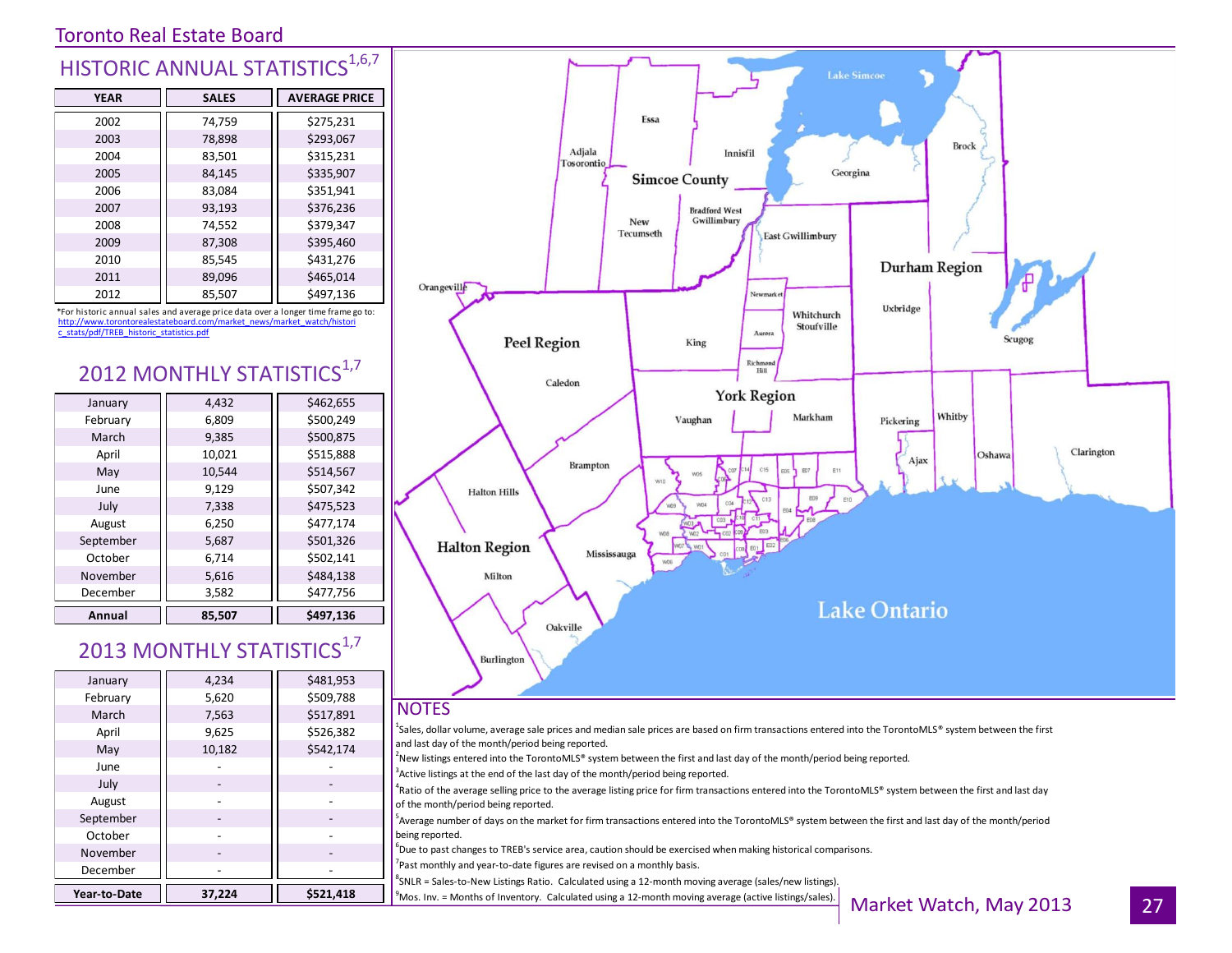Toronto Real Estate Board

## HISTORIC ANNUAL STATISTICS[1,6,7]

| YEAR | SALES | AVERAGE PRICE |
|---|---|---|
| 2002 | 74,759 | $275,231 |
| 2003 | 78,898 | $293,067 |
| 2004 | 83,501 | $315,231 |
| 2005 | 84,145 | $335,907 |
| 2006 | 83,084 | $351,941 |
| 2007 | 93,193 | $376,236 |
| 2008 | 74,552 | $379,347 |
| 2009 | 87,308 | $395,460 |
| 2010 | 85,545 | $431,276 |
| 2011 | 89,096 | $465,014 |
| 2012 | 85,507 | $497,136 |

*For historic annual sales and average price data over a longer time frame go to: http://www.torontorealestateboard.com/market_news/market_watch/historic_stats/pdf/TREB_historic_statistics.pdf

## 2012 MONTHLY STATISTICS[1,7]

| | | |
|---|---|---|
| January | 4,432 | $462,655 |
| February | 6,809 | $500,249 |
| March | 9,385 | $500,875 |
| April | 10,021 | $515,888 |
| May | 10,544 | $514,567 |
| June | 9,129 | $507,342 |
| July | 7,338 | $475,523 |
| August | 6,250 | $477,174 |
| September | 5,687 | $501,326 |
| October | 6,714 | $502,141 |
| November | 5,616 | $484,138 |
| December | 3,582 | $477,756 |
| **Annual** | **85,507** | **$497,136** |

## 2013 MONTHLY STATISTICS[1,7]

| | | |
|---|---|---|
| January | 4,234 | $481,953 |
| February | 5,620 | $509,788 |
| March | 7,563 | $517,891 |
| April | 9,625 | $526,382 |
| May | 10,182 | $542,174 |
| June | - | - |
| July | - | - |
| August | - | - |
| September | - | - |
| October | - | - |
| November | - | - |
| December | - | - |
| **Year-to-Date** | **37,224** | **$521,418** |

Lake Simcoe
Essa
Adjala Tosorontio
Innisfil
Brock
Simcoe County
Georgina
Bradford West Gwillimbury
New Tecumseth
East Gwillimbury
Durham Region
Orangeville
Newmarket
Uxbridge
Whitchurch Stoufville
Aurora
Peel Region
King
Scugog
Richmond Hill
Caledon
York Region
Vaughan
Markham
Pickering
Whitby
Ajax
Oshawa
Clarington
Brampton
Halton Hills
Halton Region
Mississauga
Milton
Lake Ontario
Oakville
Burlington

## NOTES

[1]Sales, dollar volume, average sale prices and median sale prices are based on firm transactions entered into the TorontoMLS® system between the first and last day of the month/period being reported.

[2]New listings entered into the TorontoMLS® system between the first and last day of the month/period being reported.

[3]Active listings at the end of the last day of the month/period being reported.

[4]Ratio of the average selling price to the average listing price for firm transactions entered into the TorontoMLS® system between the first and last day of the month/period being reported.

[5]Average number of days on the market for firm transactions entered into the TorontoMLS® system between the first and last day of the month/period being reported.

[6]Due to past changes to TREB's service area, caution should be exercised when making historical comparisons.

[7]Past monthly and year-to-date figures are revised on a monthly basis.

[8]SNLR = Sales-to-New Listings Ratio. Calculated using a 12-month moving average (sales/new listings).

[9]Mos. Inv. = Months of Inventory. Calculated using a 12-month moving average (active listings/sales).

Market Watch, May 2013